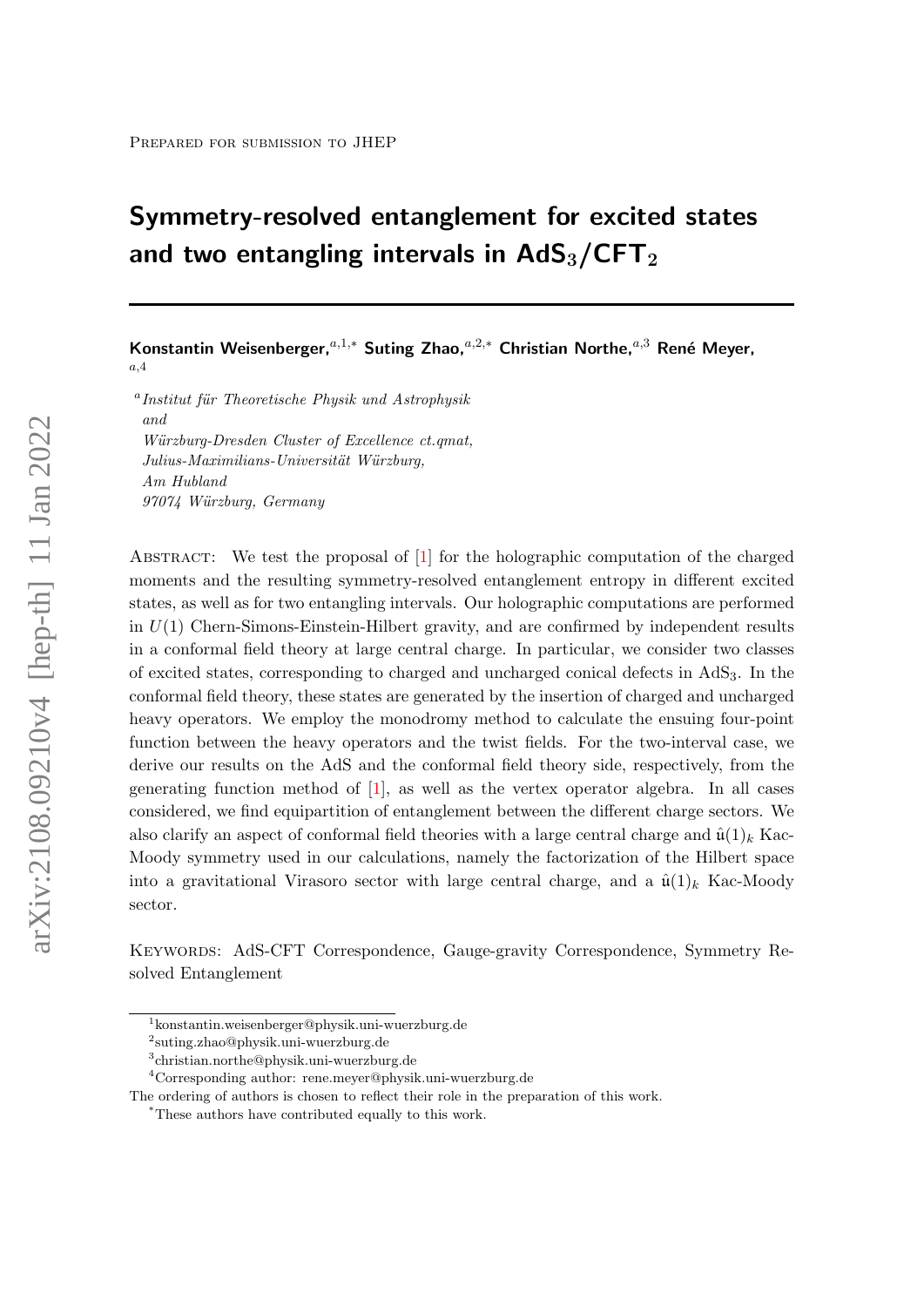Prepared for submission to JHEP

# Symmetry-resolved entanglement for excited states and two entangling intervals in $AdS_3/CFT_2$

**Konstantin Weisenberger,**[a,1,*] **Suting Zhao,**[a,2,*] **Christian Northe,**[a,3] **René Meyer,**[a,4]

[a] *Institut für Theoretische Physik und Astrophysik and Würzburg-Dresden Cluster of Excellence ct.qmat, Julius-Maximilians-Universität Würzburg, Am Hubland 97074 Würzburg, Germany*

Abstract: We test the proposal of [1] for the holographic computation of the charged moments and the resulting symmetry-resolved entanglement entropy in different excited states, as well as for two entangling intervals. Our holographic computations are performed in $U(1)$ Chern-Simons-Einstein-Hilbert gravity, and are confirmed by independent results in a conformal field theory at large central charge. In particular, we consider two classes of excited states, corresponding to charged and uncharged conical defects in $AdS_3$. In the conformal field theory, these states are generated by the insertion of charged and uncharged heavy operators. We employ the monodromy method to calculate the ensuing four-point function between the heavy operators and the twist fields. For the two-interval case, we derive our results on the AdS and the conformal field theory side, respectively, from the generating function method of [1], as well as the vertex operator algebra. In all cases considered, we find equipartition of entanglement between the different charge sectors. We also clarify an aspect of conformal field theories with a large central charge and $\hat{\mathfrak{u}}(1)_k$ Kac-Moody symmetry used in our calculations, namely the factorization of the Hilbert space into a gravitational Virasoro sector with large central charge, and a $\hat{\mathfrak{u}}(1)_k$ Kac-Moody sector.

Keywords: AdS-CFT Correspondence, Gauge-gravity Correspondence, Symmetry Resolved Entanglement

---

[1] konstantin.weisenberger@physik.uni-wuerzburg.de

[2] suting.zhao@physik.uni-wuerzburg.de

[3] christian.northe@physik.uni-wuerzburg.de

[4] Corresponding author: rene.meyer@physik.uni-wuerzburg.de

The ordering of authors is chosen to reflect their role in the preparation of this work.

[*] These authors have contributed equally to this work.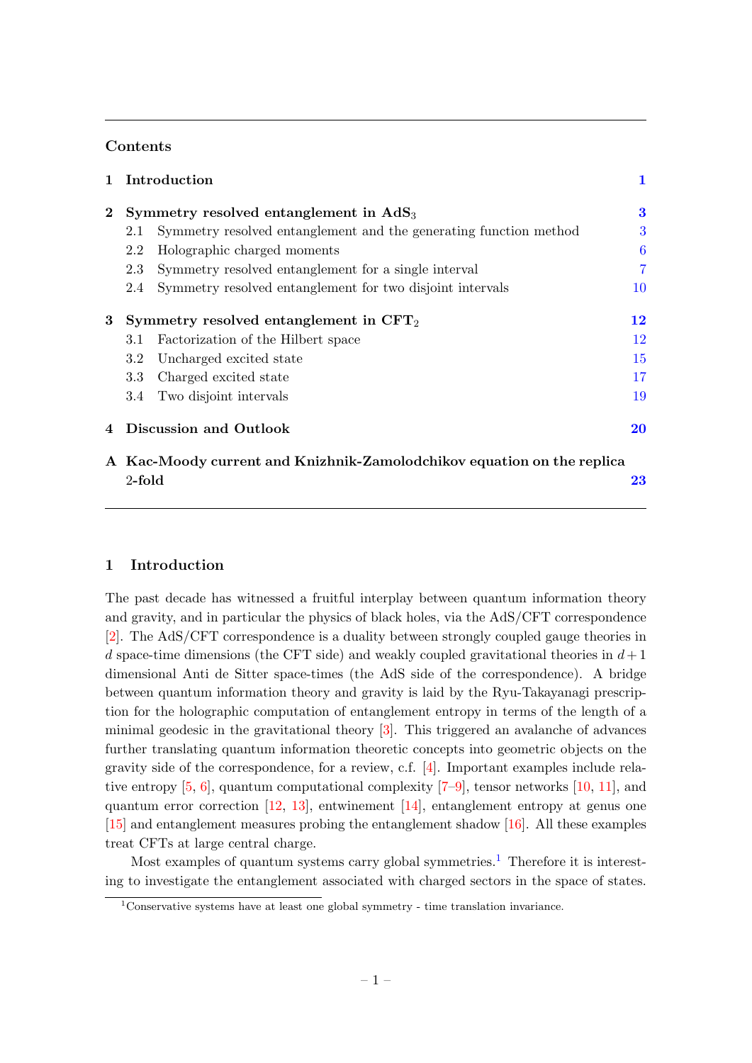## Contents

| | | |
|---|---|---|
| **1** | **Introduction** | **1** |
| **2** | **Symmetry resolved entanglement in $\mathrm{AdS}_3$** | **3** |
| | 2.1 Symmetry resolved entanglement and the generating function method | 3 |
| | 2.2 Holographic charged moments | 6 |
| | 2.3 Symmetry resolved entanglement for a single interval | 7 |
| | 2.4 Symmetry resolved entanglement for two disjoint intervals | 10 |
| **3** | **Symmetry resolved entanglement in $\mathrm{CFT}_2$** | **12** |
| | 3.1 Factorization of the Hilbert space | 12 |
| | 3.2 Uncharged excited state | 15 |
| | 3.3 Charged excited state | 17 |
| | 3.4 Two disjoint intervals | 19 |
| **4** | **Discussion and Outlook** | **20** |
| **A** | **Kac-Moody current and Knizhnik-Zamolodchikov equation on the replica 2-fold** | **23** |

## 1 Introduction

The past decade has witnessed a fruitful interplay between quantum information theory and gravity, and in particular the physics of black holes, via the AdS/CFT correspondence [2]. The AdS/CFT correspondence is a duality between strongly coupled gauge theories in $d$ space-time dimensions (the CFT side) and weakly coupled gravitational theories in $d+1$ dimensional Anti de Sitter space-times (the AdS side of the correspondence). A bridge between quantum information theory and gravity is laid by the Ryu-Takayanagi prescription for the holographic computation of entanglement entropy in terms of the length of a minimal geodesic in the gravitational theory [3]. This triggered an avalanche of advances further translating quantum information theoretic concepts into geometric objects on the gravity side of the correspondence, for a review, c.f. [4]. Important examples include relative entropy [5, 6], quantum computational complexity [7–9], tensor networks [10, 11], and quantum error correction [12, 13], entwinement [14], entanglement entropy at genus one [15] and entanglement measures probing the entanglement shadow [16]. All these examples treat CFTs at large central charge.

Most examples of quantum systems carry global symmetries.[1] Therefore it is interesting to investigate the entanglement associated with charged sectors in the space of states.

[1] Conservative systems have at least one global symmetry - time translation invariance.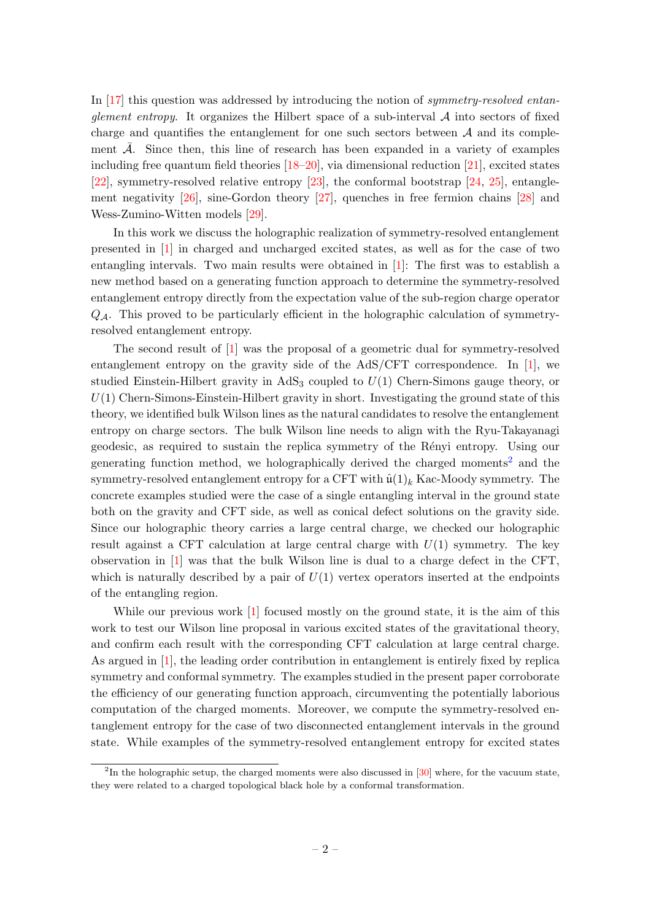In [17] this question was addressed by introducing the notion of *symmetry-resolved entanglement entropy*. It organizes the Hilbert space of a sub-interval $\mathcal{A}$ into sectors of fixed charge and quantifies the entanglement for one such sectors between $\mathcal{A}$ and its complement $\bar{\mathcal{A}}$. Since then, this line of research has been expanded in a variety of examples including free quantum field theories [18–20], via dimensional reduction [21], excited states [22], symmetry-resolved relative entropy [23], the conformal bootstrap [24, 25], entanglement negativity [26], sine-Gordon theory [27], quenches in free fermion chains [28] and Wess-Zumino-Witten models [29].

In this work we discuss the holographic realization of symmetry-resolved entanglement presented in [1] in charged and uncharged excited states, as well as for the case of two entangling intervals. Two main results were obtained in [1]: The first was to establish a new method based on a generating function approach to determine the symmetry-resolved entanglement entropy directly from the expectation value of the sub-region charge operator $Q_{\mathcal{A}}$. This proved to be particularly efficient in the holographic calculation of symmetry-resolved entanglement entropy.

The second result of [1] was the proposal of a geometric dual for symmetry-resolved entanglement entropy on the gravity side of the AdS/CFT correspondence. In [1], we studied Einstein-Hilbert gravity in $\mathrm{AdS}_3$ coupled to $U(1)$ Chern-Simons gauge theory, or $U(1)$ Chern-Simons-Einstein-Hilbert gravity in short. Investigating the ground state of this theory, we identified bulk Wilson lines as the natural candidates to resolve the entanglement entropy on charge sectors. The bulk Wilson line needs to align with the Ryu-Takayanagi geodesic, as required to sustain the replica symmetry of the Rényi entropy. Using our generating function method, we holographically derived the charged moments[2] and the symmetry-resolved entanglement entropy for a CFT with $\hat{\mathfrak{u}}(1)_k$ Kac-Moody symmetry. The concrete examples studied were the case of a single entangling interval in the ground state both on the gravity and CFT side, as well as conical defect solutions on the gravity side. Since our holographic theory carries a large central charge, we checked our holographic result against a CFT calculation at large central charge with $U(1)$ symmetry. The key observation in [1] was that the bulk Wilson line is dual to a charge defect in the CFT, which is naturally described by a pair of $U(1)$ vertex operators inserted at the endpoints of the entangling region.

While our previous work [1] focused mostly on the ground state, it is the aim of this work to test our Wilson line proposal in various excited states of the gravitational theory, and confirm each result with the corresponding CFT calculation at large central charge. As argued in [1], the leading order contribution in entanglement is entirely fixed by replica symmetry and conformal symmetry. The examples studied in the present paper corroborate the efficiency of our generating function approach, circumventing the potentially laborious computation of the charged moments. Moreover, we compute the symmetry-resolved entanglement entropy for the case of two disconnected entanglement intervals in the ground state. While examples of the symmetry-resolved entanglement entropy for excited states

[2] In the holographic setup, the charged moments were also discussed in [30] where, for the vacuum state, they were related to a charged topological black hole by a conformal transformation.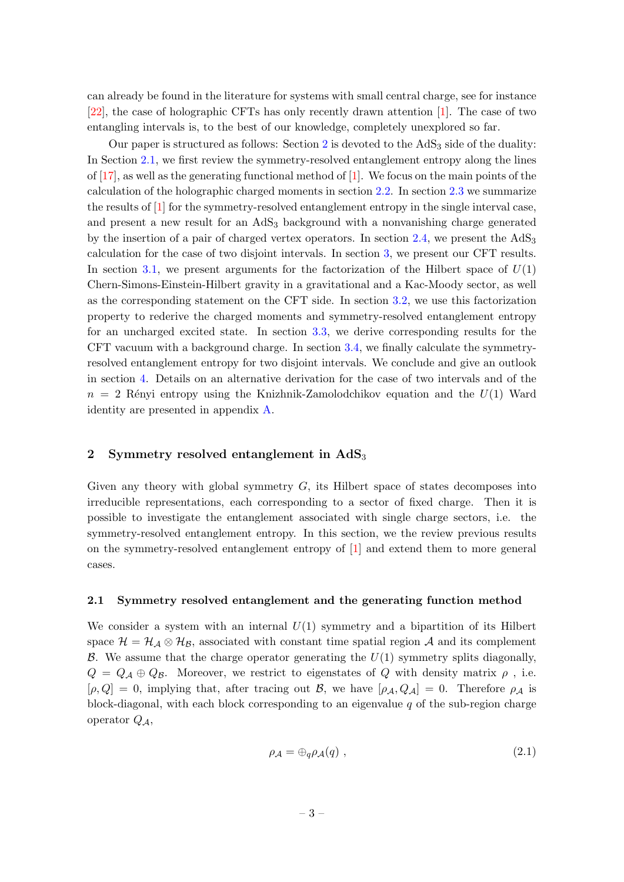can already be found in the literature for systems with small central charge, see for instance [22], the case of holographic CFTs has only recently drawn attention [1]. The case of two entangling intervals is, to the best of our knowledge, completely unexplored so far.

Our paper is structured as follows: Section 2 is devoted to the $\mathrm{AdS}_3$ side of the duality: In Section 2.1, we first review the symmetry-resolved entanglement entropy along the lines of [17], as well as the generating functional method of [1]. We focus on the main points of the calculation of the holographic charged moments in section 2.2. In section 2.3 we summarize the results of [1] for the symmetry-resolved entanglement entropy in the single interval case, and present a new result for an $\mathrm{AdS}_3$ background with a nonvanishing charge generated by the insertion of a pair of charged vertex operators. In section 2.4, we present the $\mathrm{AdS}_3$ calculation for the case of two disjoint intervals. In section 3, we present our CFT results. In section 3.1, we present arguments for the factorization of the Hilbert space of $U(1)$ Chern-Simons-Einstein-Hilbert gravity in a gravitational and a Kac-Moody sector, as well as the corresponding statement on the CFT side. In section 3.2, we use this factorization property to rederive the charged moments and symmetry-resolved entanglement entropy for an uncharged excited state. In section 3.3, we derive corresponding results for the CFT vacuum with a background charge. In section 3.4, we finally calculate the symmetry-resolved entanglement entropy for two disjoint intervals. We conclude and give an outlook in section 4. Details on an alternative derivation for the case of two intervals and of the $n = 2$ Rényi entropy using the Knizhnik-Zamolodchikov equation and the $U(1)$ Ward identity are presented in appendix A.

## 2 Symmetry resolved entanglement in $\mathrm{AdS}_3$

Given any theory with global symmetry $G$, its Hilbert space of states decomposes into irreducible representations, each corresponding to a sector of fixed charge. Then it is possible to investigate the entanglement associated with single charge sectors, i.e. the symmetry-resolved entanglement entropy. In this section, we the review previous results on the symmetry-resolved entanglement entropy of [1] and extend them to more general cases.

### 2.1 Symmetry resolved entanglement and the generating function method

We consider a system with an internal $U(1)$ symmetry and a bipartition of its Hilbert space $\mathcal{H} = \mathcal{H}_{\mathcal{A}} \otimes \mathcal{H}_{\mathcal{B}}$, associated with constant time spatial region $\mathcal{A}$ and its complement $\mathcal{B}$. We assume that the charge operator generating the $U(1)$ symmetry splits diagonally, $Q = Q_{\mathcal{A}} \oplus Q_{\mathcal{B}}$. Moreover, we restrict to eigenstates of $Q$ with density matrix $\rho$ , i.e. $[\rho, Q] = 0$, implying that, after tracing out $\mathcal{B}$, we have $[\rho_{\mathcal{A}}, Q_{\mathcal{A}}] = 0$. Therefore $\rho_{\mathcal{A}}$ is block-diagonal, with each block corresponding to an eigenvalue $q$ of the sub-region charge operator $Q_{\mathcal{A}}$,

$$\rho_{\mathcal{A}} = \oplus_q \rho_{\mathcal{A}}(q) \; , \tag{2.1}$$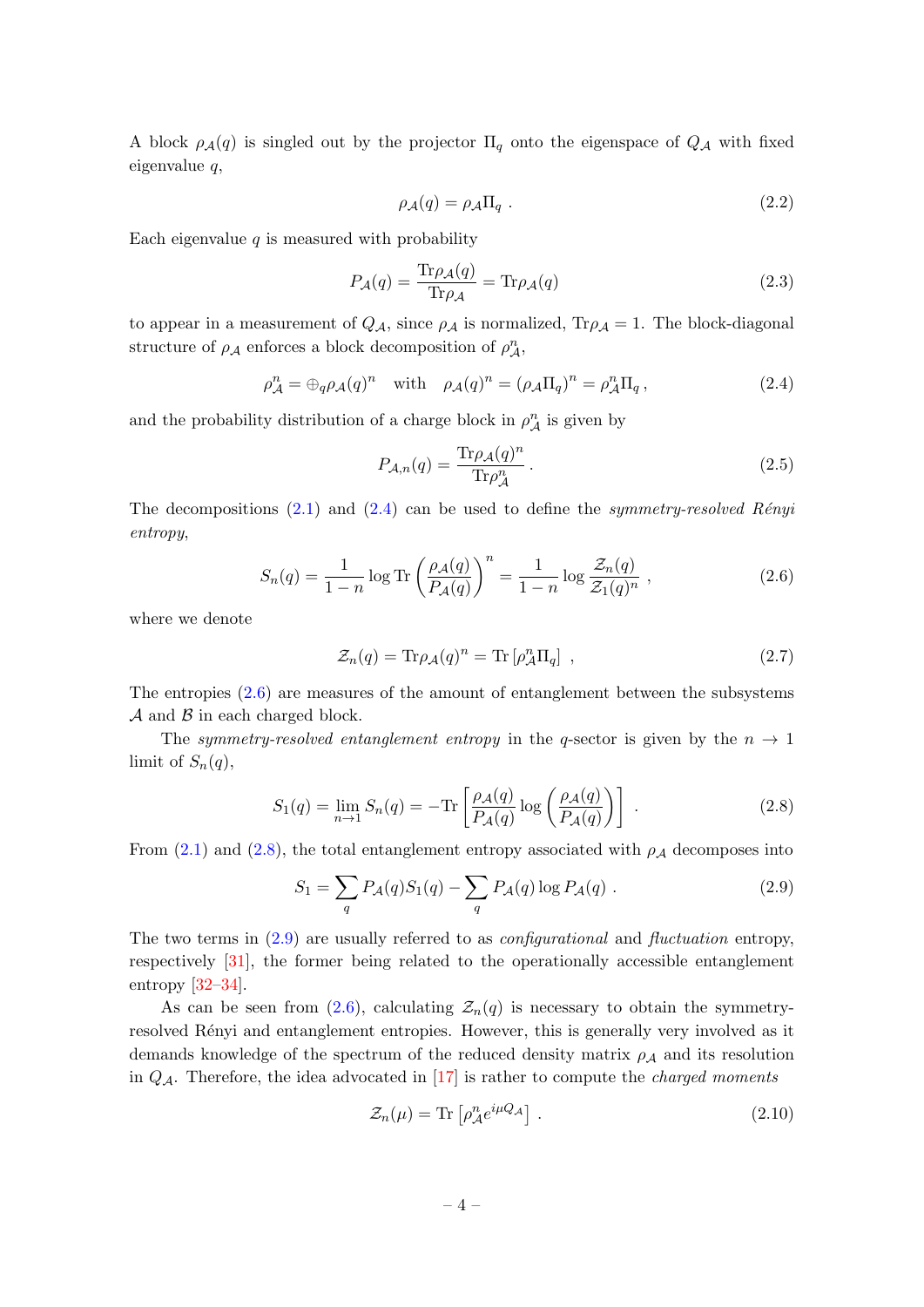A block $\rho_{\mathcal{A}}(q)$ is singled out by the projector $\Pi_q$ onto the eigenspace of $Q_{\mathcal{A}}$ with fixed eigenvalue $q$,

$$\rho_{\mathcal{A}}(q) = \rho_{\mathcal{A}} \Pi_q \; . \tag{2.2}$$

Each eigenvalue $q$ is measured with probability

$$P_{\mathcal{A}}(q) = \frac{\mathrm{Tr}\rho_{\mathcal{A}}(q)}{\mathrm{Tr}\rho_{\mathcal{A}}} = \mathrm{Tr}\rho_{\mathcal{A}}(q) \tag{2.3}$$

to appear in a measurement of $Q_{\mathcal{A}}$, since $\rho_{\mathcal{A}}$ is normalized, $\mathrm{Tr}\rho_{\mathcal{A}} = 1$. The block-diagonal structure of $\rho_{\mathcal{A}}$ enforces a block decomposition of $\rho_{\mathcal{A}}^n$,

$$\rho_{\mathcal{A}}^n = \oplus_q \rho_{\mathcal{A}}(q)^n \quad \text{with} \quad \rho_{\mathcal{A}}(q)^n = (\rho_{\mathcal{A}} \Pi_q)^n = \rho_{\mathcal{A}}^n \Pi_q \, , \tag{2.4}$$

and the probability distribution of a charge block in $\rho_{\mathcal{A}}^n$ is given by

$$P_{\mathcal{A},n}(q) = \frac{\mathrm{Tr}\rho_{\mathcal{A}}(q)^n}{\mathrm{Tr}\rho_{\mathcal{A}}^n} \, . \tag{2.5}$$

The decompositions (2.1) and (2.4) can be used to define the *symmetry-resolved Rényi entropy*,

$$S_n(q) = \frac{1}{1-n} \log \mathrm{Tr} \left( \frac{\rho_{\mathcal{A}}(q)}{P_{\mathcal{A}}(q)} \right)^n = \frac{1}{1-n} \log \frac{\mathcal{Z}_n(q)}{\mathcal{Z}_1(q)^n} \; , \tag{2.6}$$

where we denote

$$\mathcal{Z}_n(q) = \mathrm{Tr}\rho_{\mathcal{A}}(q)^n = \mathrm{Tr}\left[\rho_{\mathcal{A}}^n \Pi_q\right] \; , \tag{2.7}$$

The entropies (2.6) are measures of the amount of entanglement between the subsystems $\mathcal{A}$ and $\mathcal{B}$ in each charged block.

The *symmetry-resolved entanglement entropy* in the $q$-sector is given by the $n \to 1$ limit of $S_n(q)$,

$$S_1(q) = \lim_{n \to 1} S_n(q) = -\mathrm{Tr}\left[ \frac{\rho_{\mathcal{A}}(q)}{P_{\mathcal{A}}(q)} \log \left( \frac{\rho_{\mathcal{A}}(q)}{P_{\mathcal{A}}(q)} \right) \right] \; . \tag{2.8}$$

From (2.1) and (2.8), the total entanglement entropy associated with $\rho_{\mathcal{A}}$ decomposes into

$$S_1 = \sum_q P_{\mathcal{A}}(q) S_1(q) - \sum_q P_{\mathcal{A}}(q) \log P_{\mathcal{A}}(q) \; . \tag{2.9}$$

The two terms in (2.9) are usually referred to as *configurational* and *fluctuation* entropy, respectively [31], the former being related to the operationally accessible entanglement entropy [32–34].

As can be seen from (2.6), calculating $\mathcal{Z}_n(q)$ is necessary to obtain the symmetry-resolved Rényi and entanglement entropies. However, this is generally very involved as it demands knowledge of the spectrum of the reduced density matrix $\rho_{\mathcal{A}}$ and its resolution in $Q_{\mathcal{A}}$. Therefore, the idea advocated in [17] is rather to compute the *charged moments*

$$\mathcal{Z}_n(\mu) = \mathrm{Tr}\left[\rho_{\mathcal{A}}^n e^{i\mu Q_{\mathcal{A}}}\right] \; . \tag{2.10}$$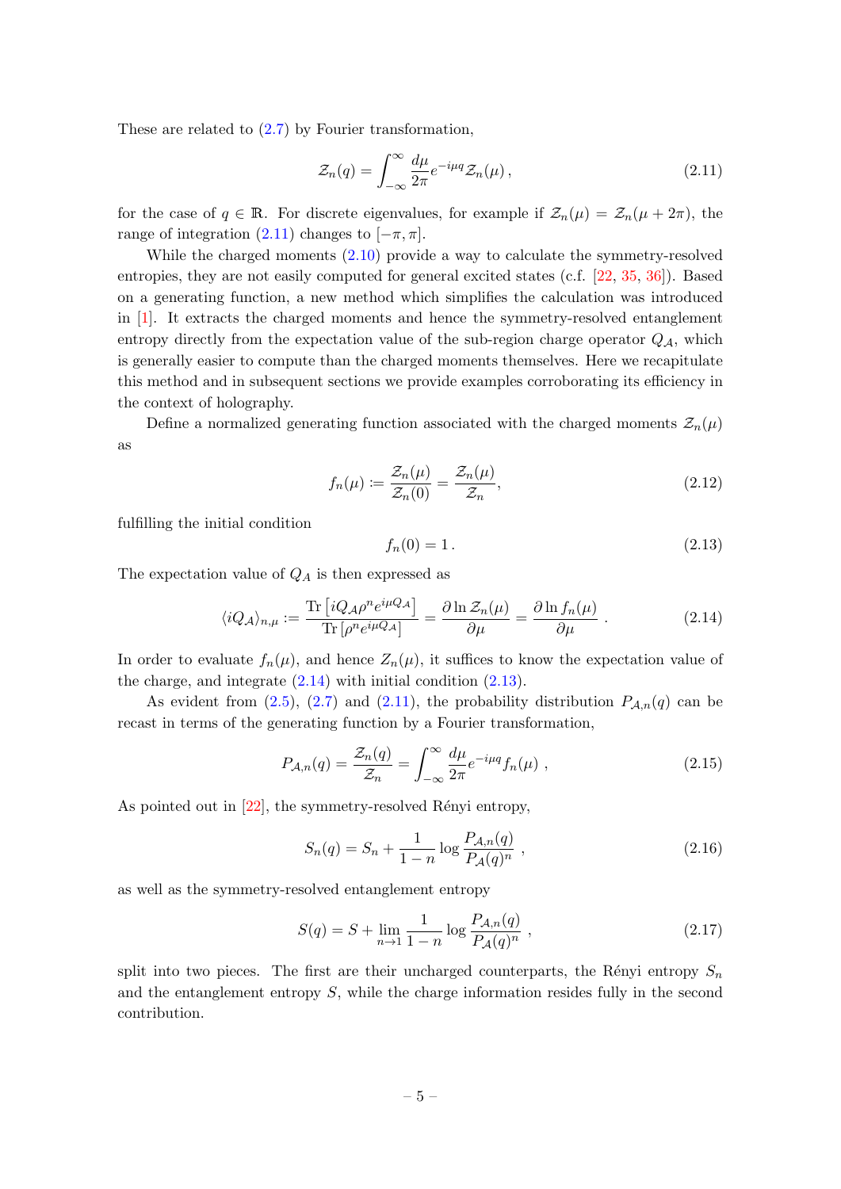These are related to (2.7) by Fourier transformation,

$$\mathcal{Z}_n(q) = \int_{-\infty}^{\infty} \frac{d\mu}{2\pi} e^{-i\mu q} \mathcal{Z}_n(\mu)\,, \tag{2.11}$$

for the case of $q \in \mathbb{R}$. For discrete eigenvalues, for example if $\mathcal{Z}_n(\mu) = \mathcal{Z}_n(\mu + 2\pi)$, the range of integration (2.11) changes to $[-\pi, \pi]$.

While the charged moments (2.10) provide a way to calculate the symmetry-resolved entropies, they are not easily computed for general excited states (c.f. [22, 35, 36]). Based on a generating function, a new method which simplifies the calculation was introduced in [1]. It extracts the charged moments and hence the symmetry-resolved entanglement entropy directly from the expectation value of the sub-region charge operator $Q_{\mathcal{A}}$, which is generally easier to compute than the charged moments themselves. Here we recapitulate this method and in subsequent sections we provide examples corroborating its efficiency in the context of holography.

Define a normalized generating function associated with the charged moments $\mathcal{Z}_n(\mu)$ as

$$f_n(\mu) := \frac{\mathcal{Z}_n(\mu)}{\mathcal{Z}_n(0)} = \frac{\mathcal{Z}_n(\mu)}{\mathcal{Z}_n}, \tag{2.12}$$

fulfilling the initial condition

$$f_n(0) = 1\,. \tag{2.13}$$

The expectation value of $Q_A$ is then expressed as

$$\langle iQ_{\mathcal{A}} \rangle_{n,\mu} := \frac{\mathrm{Tr}\left[iQ_{\mathcal{A}} \rho^n e^{i\mu Q_{\mathcal{A}}}\right]}{\mathrm{Tr}\left[\rho^n e^{i\mu Q_{\mathcal{A}}}\right]} = \frac{\partial \ln \mathcal{Z}_n(\mu)}{\partial \mu} = \frac{\partial \ln f_n(\mu)}{\partial \mu}\,. \tag{2.14}$$

In order to evaluate $f_n(\mu)$, and hence $Z_n(\mu)$, it suffices to know the expectation value of the charge, and integrate (2.14) with initial condition (2.13).

As evident from (2.5), (2.7) and (2.11), the probability distribution $P_{\mathcal{A},n}(q)$ can be recast in terms of the generating function by a Fourier transformation,

$$P_{\mathcal{A},n}(q) = \frac{\mathcal{Z}_n(q)}{\mathcal{Z}_n} = \int_{-\infty}^{\infty} \frac{d\mu}{2\pi} e^{-i\mu q} f_n(\mu)\,, \tag{2.15}$$

As pointed out in [22], the symmetry-resolved Rényi entropy,

$$S_n(q) = S_n + \frac{1}{1-n} \log \frac{P_{\mathcal{A},n}(q)}{P_{\mathcal{A}}(q)^n}\,, \tag{2.16}$$

as well as the symmetry-resolved entanglement entropy

$$S(q) = S + \lim_{n \to 1} \frac{1}{1-n} \log \frac{P_{\mathcal{A},n}(q)}{P_{\mathcal{A}}(q)^n}\,, \tag{2.17}$$

split into two pieces. The first are their uncharged counterparts, the Rényi entropy $S_n$ and the entanglement entropy $S$, while the charge information resides fully in the second contribution.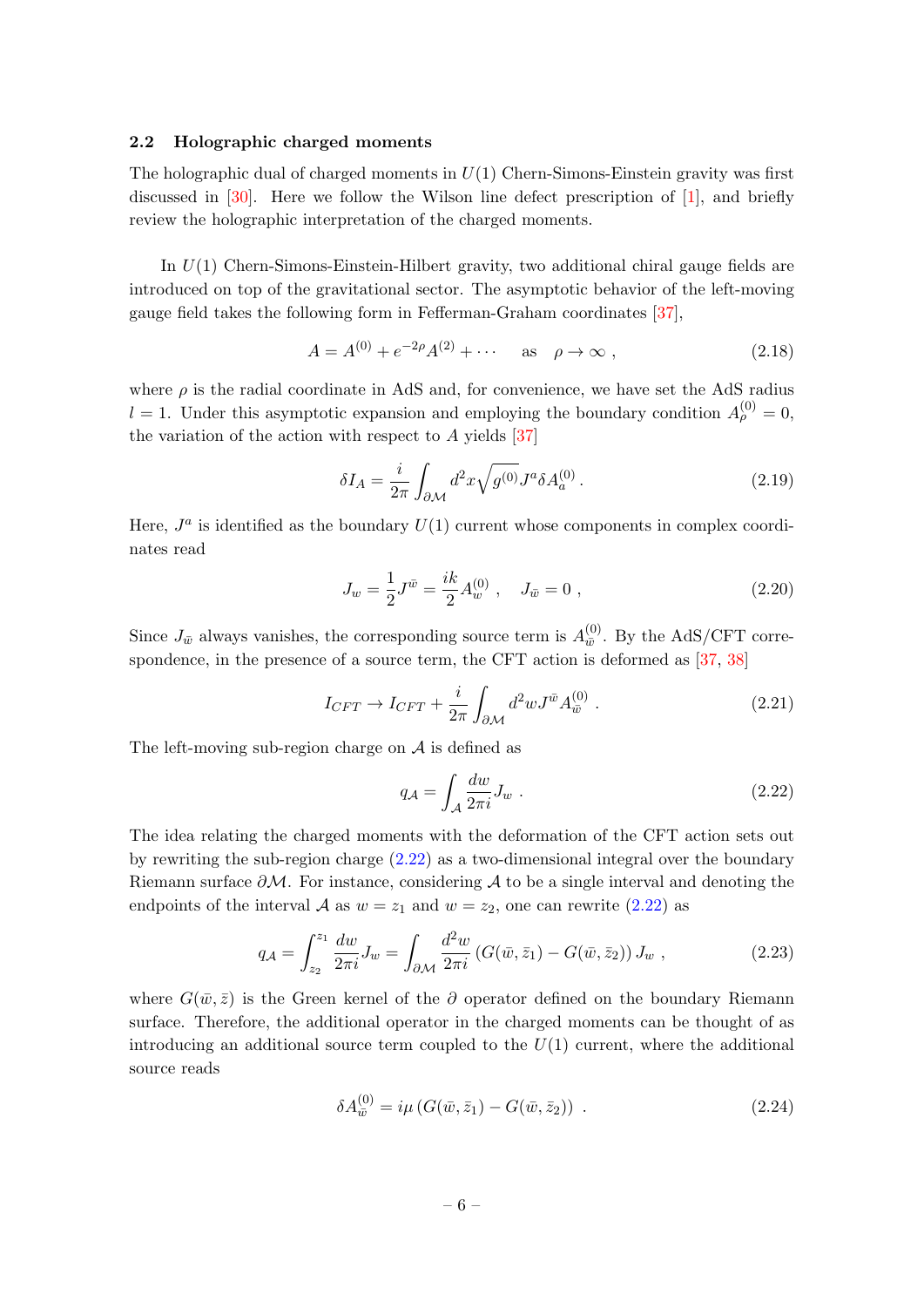### 2.2 Holographic charged moments

The holographic dual of charged moments in $U(1)$ Chern-Simons-Einstein gravity was first discussed in [30]. Here we follow the Wilson line defect prescription of [1], and briefly review the holographic interpretation of the charged moments.

In $U(1)$ Chern-Simons-Einstein-Hilbert gravity, two additional chiral gauge fields are introduced on top of the gravitational sector. The asymptotic behavior of the left-moving gauge field takes the following form in Fefferman-Graham coordinates [37],

$$A = A^{(0)} + e^{-2\rho} A^{(2)} + \cdots \quad \text{as} \quad \rho \to \infty \ , \tag{2.18}$$

where $\rho$ is the radial coordinate in AdS and, for convenience, we have set the AdS radius $l = 1$. Under this asymptotic expansion and employing the boundary condition $A^{(0)}_\rho = 0$, the variation of the action with respect to $A$ yields [37]

$$\delta I_A = \frac{i}{2\pi} \int_{\partial \mathcal{M}} d^2x \sqrt{g^{(0)}} J^a \delta A^{(0)}_a \, . \tag{2.19}$$

Here, $J^a$ is identified as the boundary $U(1)$ current whose components in complex coordinates read

$$J_w = \frac{1}{2} J^{\bar{w}} = \frac{ik}{2} A^{(0)}_w \ , \quad J_{\bar{w}} = 0 \ , \tag{2.20}$$

Since $J_{\bar{w}}$ always vanishes, the corresponding source term is $A^{(0)}_{\bar{w}}$. By the AdS/CFT correspondence, in the presence of a source term, the CFT action is deformed as [37, 38]

$$I_{CFT} \to I_{CFT} + \frac{i}{2\pi} \int_{\partial \mathcal{M}} d^2w J^{\bar{w}} A^{(0)}_{\bar{w}} \ . \tag{2.21}$$

The left-moving sub-region charge on $\mathcal{A}$ is defined as

$$q_{\mathcal{A}} = \int_{\mathcal{A}} \frac{dw}{2\pi i} J_w \ . \tag{2.22}$$

The idea relating the charged moments with the deformation of the CFT action sets out by rewriting the sub-region charge (2.22) as a two-dimensional integral over the boundary Riemann surface $\partial\mathcal{M}$. For instance, considering $\mathcal{A}$ to be a single interval and denoting the endpoints of the interval $\mathcal{A}$ as $w = z_1$ and $w = z_2$, one can rewrite (2.22) as

$$q_{\mathcal{A}} = \int_{z_2}^{z_1} \frac{dw}{2\pi i} J_w = \int_{\partial \mathcal{M}} \frac{d^2w}{2\pi i} \left( G(\bar{w}, \bar{z}_1) - G(\bar{w}, \bar{z}_2) \right) J_w \ , \tag{2.23}$$

where $G(\bar{w}, \bar{z})$ is the Green kernel of the $\partial$ operator defined on the boundary Riemann surface. Therefore, the additional operator in the charged moments can be thought of as introducing an additional source term coupled to the $U(1)$ current, where the additional source reads

$$\delta A^{(0)}_{\bar{w}} = i\mu \left( G(\bar{w}, \bar{z}_1) - G(\bar{w}, \bar{z}_2) \right) \ . \tag{2.24}$$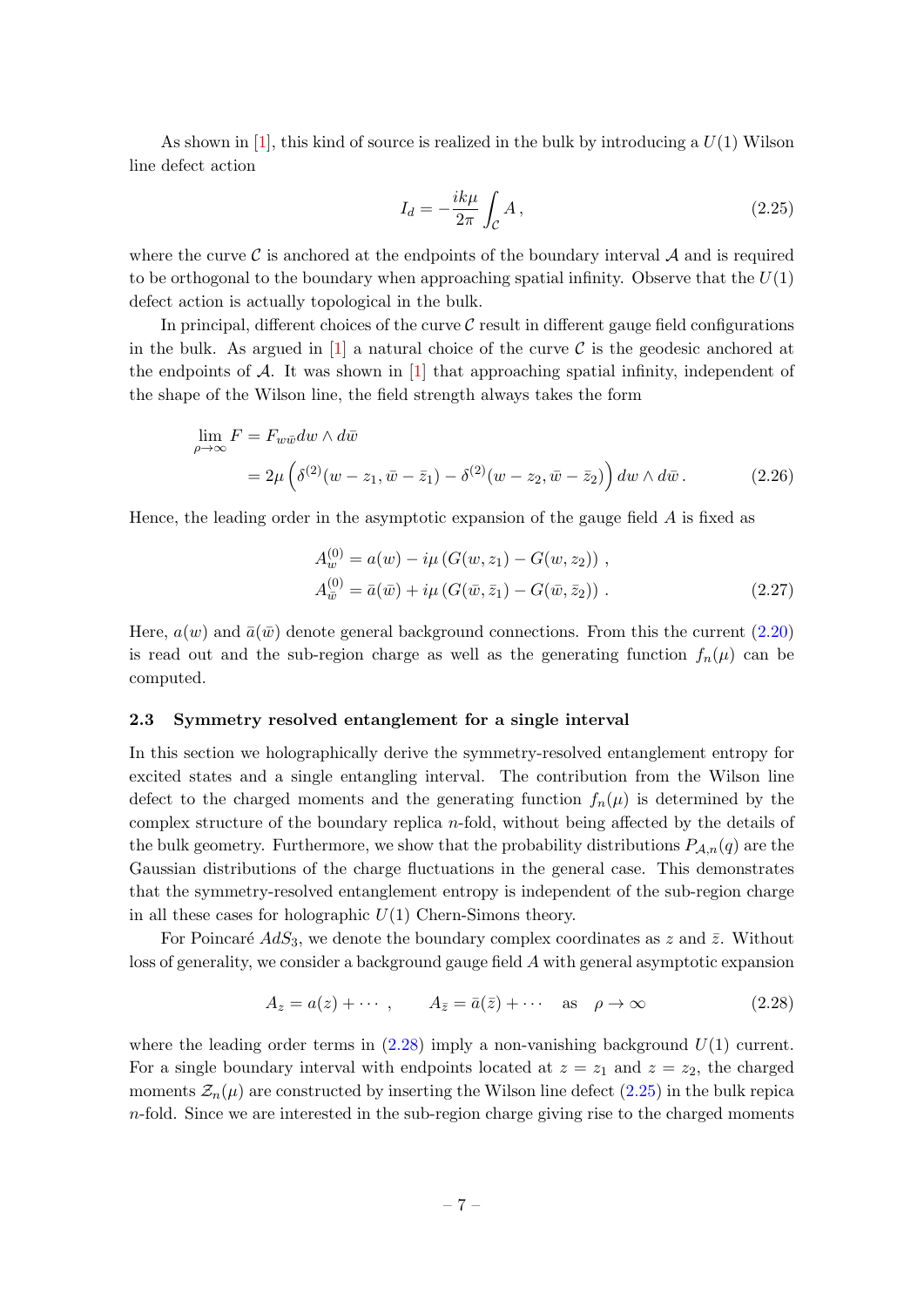As shown in [1], this kind of source is realized in the bulk by introducing a $U(1)$ Wilson line defect action

$$I_d = -\frac{ik\mu}{2\pi}\int_{\mathcal{C}} A\,, \tag{2.25}$$

where the curve $\mathcal{C}$ is anchored at the endpoints of the boundary interval $\mathcal{A}$ and is required to be orthogonal to the boundary when approaching spatial infinity. Observe that the $U(1)$ defect action is actually topological in the bulk.

In principal, different choices of the curve $\mathcal{C}$ result in different gauge field configurations in the bulk. As argued in [1] a natural choice of the curve $\mathcal{C}$ is the geodesic anchored at the endpoints of $\mathcal{A}$. It was shown in [1] that approaching spatial infinity, independent of the shape of the Wilson line, the field strength always takes the form

$$\begin{aligned}\lim_{\rho\to\infty} F &= F_{w\bar{w}}dw\wedge d\bar{w}\\ &= 2\mu\left(\delta^{(2)}(w-z_1,\bar{w}-\bar{z}_1)-\delta^{(2)}(w-z_2,\bar{w}-\bar{z}_2)\right)dw\wedge d\bar{w}\,.\end{aligned} \tag{2.26}$$

Hence, the leading order in the asymptotic expansion of the gauge field $A$ is fixed as

$$\begin{aligned}A^{(0)}_w &= a(w) - i\mu\left(G(w,z_1)-G(w,z_2)\right)\,,\\ A^{(0)}_{\bar{w}} &= \bar{a}(\bar{w}) + i\mu\left(G(\bar{w},\bar{z}_1)-G(\bar{w},\bar{z}_2)\right)\,.\end{aligned} \tag{2.27}$$

Here, $a(w)$ and $\bar{a}(\bar{w})$ denote general background connections. From this the current (2.20) is read out and the sub-region charge as well as the generating function $f_n(\mu)$ can be computed.

### 2.3 Symmetry resolved entanglement for a single interval

In this section we holographically derive the symmetry-resolved entanglement entropy for excited states and a single entangling interval. The contribution from the Wilson line defect to the charged moments and the generating function $f_n(\mu)$ is determined by the complex structure of the boundary replica $n$-fold, without being affected by the details of the bulk geometry. Furthermore, we show that the probability distributions $P_{\mathcal{A},n}(q)$ are the Gaussian distributions of the charge fluctuations in the general case. This demonstrates that the symmetry-resolved entanglement entropy is independent of the sub-region charge in all these cases for holographic $U(1)$ Chern-Simons theory.

For Poincaré $AdS_3$, we denote the boundary complex coordinates as $z$ and $\bar{z}$. Without loss of generality, we consider a background gauge field $A$ with general asymptotic expansion

$$A_z = a(z) + \cdots\,, \qquad A_{\bar{z}} = \bar{a}(\bar{z}) + \cdots \quad \text{as} \quad \rho\to\infty \tag{2.28}$$

where the leading order terms in (2.28) imply a non-vanishing background $U(1)$ current. For a single boundary interval with endpoints located at $z = z_1$ and $z = z_2$, the charged moments $\mathcal{Z}_n(\mu)$ are constructed by inserting the Wilson line defect (2.25) in the bulk repica $n$-fold. Since we are interested in the sub-region charge giving rise to the charged moments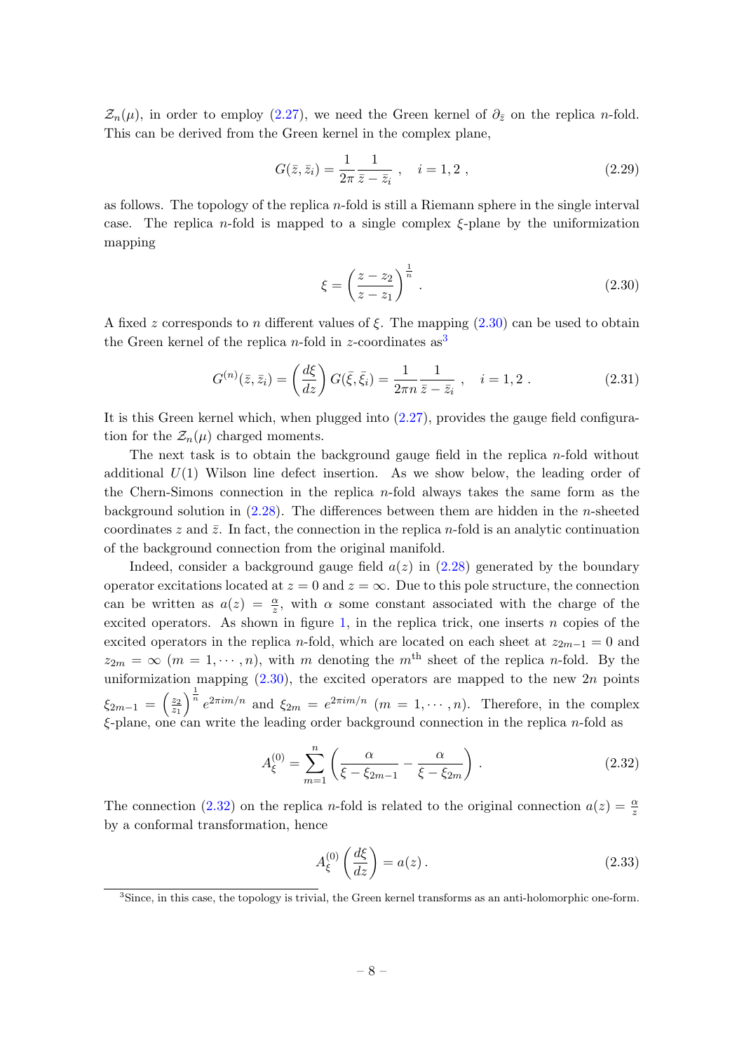$\mathcal{Z}_n(\mu)$, in order to employ (2.27), we need the Green kernel of $\partial_{\bar{z}}$ on the replica $n$-fold. This can be derived from the Green kernel in the complex plane,

$$G(\bar{z}, \bar{z}_i) = \frac{1}{2\pi} \frac{1}{\bar{z} - \bar{z}_i}\ , \quad i = 1, 2\ , \tag{2.29}$$

as follows. The topology of the replica $n$-fold is still a Riemann sphere in the single interval case. The replica $n$-fold is mapped to a single complex $\xi$-plane by the uniformization mapping

$$\xi = \left( \frac{z - z_2}{z - z_1} \right)^{\frac{1}{n}}\ . \tag{2.30}$$

A fixed $z$ corresponds to $n$ different values of $\xi$. The mapping (2.30) can be used to obtain the Green kernel of the replica $n$-fold in $z$-coordinates as[3]

$$G^{(n)}(\bar{z}, \bar{z}_i) = \left( \frac{d\xi}{dz} \right) G(\bar{\xi}, \bar{\xi}_i) = \frac{1}{2\pi n} \frac{1}{\bar{z} - \bar{z}_i}\ , \quad i = 1, 2\ . \tag{2.31}$$

It is this Green kernel which, when plugged into (2.27), provides the gauge field configuration for the $\mathcal{Z}_n(\mu)$ charged moments.

The next task is to obtain the background gauge field in the replica $n$-fold without additional $U(1)$ Wilson line defect insertion. As we show below, the leading order of the Chern-Simons connection in the replica $n$-fold always takes the same form as the background solution in (2.28). The differences between them are hidden in the $n$-sheeted coordinates $z$ and $\bar{z}$. In fact, the connection in the replica $n$-fold is an analytic continuation of the background connection from the original manifold.

Indeed, consider a background gauge field $a(z)$ in (2.28) generated by the boundary operator excitations located at $z = 0$ and $z = \infty$. Due to this pole structure, the connection can be written as $a(z) = \frac{\alpha}{z}$, with $\alpha$ some constant associated with the charge of the excited operators. As shown in figure 1, in the replica trick, one inserts $n$ copies of the excited operators in the replica $n$-fold, which are located on each sheet at $z_{2m-1} = 0$ and $z_{2m} = \infty$ $(m = 1, \cdots, n)$, with $m$ denoting the $m^{\text{th}}$ sheet of the replica $n$-fold. By the uniformization mapping (2.30), the excited operators are mapped to the new $2n$ points $\xi_{2m-1} = \left( \frac{z_2}{z_1} \right)^{\frac{1}{n}} e^{2\pi i m/n}$ and $\xi_{2m} = e^{2\pi i m/n}$ $(m = 1, \cdots, n)$. Therefore, in the complex $\xi$-plane, one can write the leading order background connection in the replica $n$-fold as

$$A_{\xi}^{(0)} = \sum_{m=1}^{n} \left( \frac{\alpha}{\xi - \xi_{2m-1}} - \frac{\alpha}{\xi - \xi_{2m}} \right)\ . \tag{2.32}$$

The connection (2.32) on the replica $n$-fold is related to the original connection $a(z) = \frac{\alpha}{z}$ by a conformal transformation, hence

$$A_{\xi}^{(0)} \left( \frac{d\xi}{dz} \right) = a(z)\,. \tag{2.33}$$

[3]Since, in this case, the topology is trivial, the Green kernel transforms as an anti-holomorphic one-form.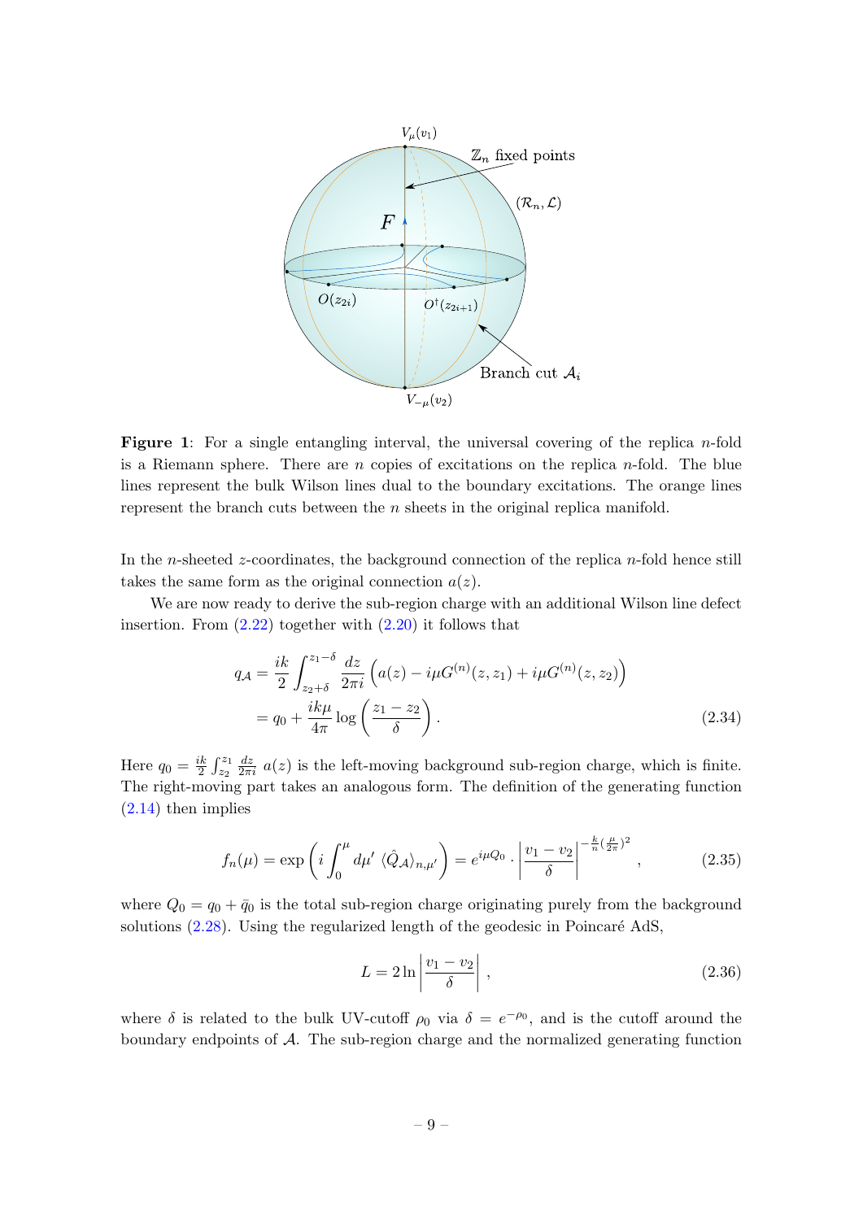**Figure 1**: For a single entangling interval, the universal covering of the replica $n$-fold is a Riemann sphere. There are $n$ copies of excitations on the replica $n$-fold. The blue lines represent the bulk Wilson lines dual to the boundary excitations. The orange lines represent the branch cuts between the $n$ sheets in the original replica manifold.

In the $n$-sheeted $z$-coordinates, the background connection of the replica $n$-fold hence still takes the same form as the original connection $a(z)$.

We are now ready to derive the sub-region charge with an additional Wilson line defect insertion. From (2.22) together with (2.20) it follows that

$$\begin{aligned} q_{\mathcal{A}} &= \frac{ik}{2}\int_{z_2+\delta}^{z_1-\delta}\frac{dz}{2\pi i}\,\Big(a(z) - i\mu G^{(n)}(z,z_1) + i\mu G^{(n)}(z,z_2)\Big) \\ &= q_0 + \frac{ik\mu}{4\pi}\log\left(\frac{z_1-z_2}{\delta}\right). \end{aligned} \tag{2.34}$$

Here $q_0 = \frac{ik}{2}\int_{z_2}^{z_1}\frac{dz}{2\pi i}\,a(z)$ is the left-moving background sub-region charge, which is finite. The right-moving part takes an analogous form. The definition of the generating function (2.14) then implies

$$f_n(\mu) = \exp\left(i\int_0^{\mu} d\mu'\,\langle\hat{Q}_{\mathcal{A}}\rangle_{n,\mu'}\right) = e^{i\mu Q_0}\cdot\left|\frac{v_1-v_2}{\delta}\right|^{-\frac{k}{n}\left(\frac{\mu}{2\pi}\right)^2}, \tag{2.35}$$

where $Q_0 = q_0 + \bar{q}_0$ is the total sub-region charge originating purely from the background solutions (2.28). Using the regularized length of the geodesic in Poincaré AdS,

$$L = 2\ln\left|\frac{v_1-v_2}{\delta}\right|, \tag{2.36}$$

where $\delta$ is related to the bulk UV-cutoff $\rho_0$ via $\delta = e^{-\rho_0}$, and is the cutoff around the boundary endpoints of $\mathcal{A}$. The sub-region charge and the normalized generating function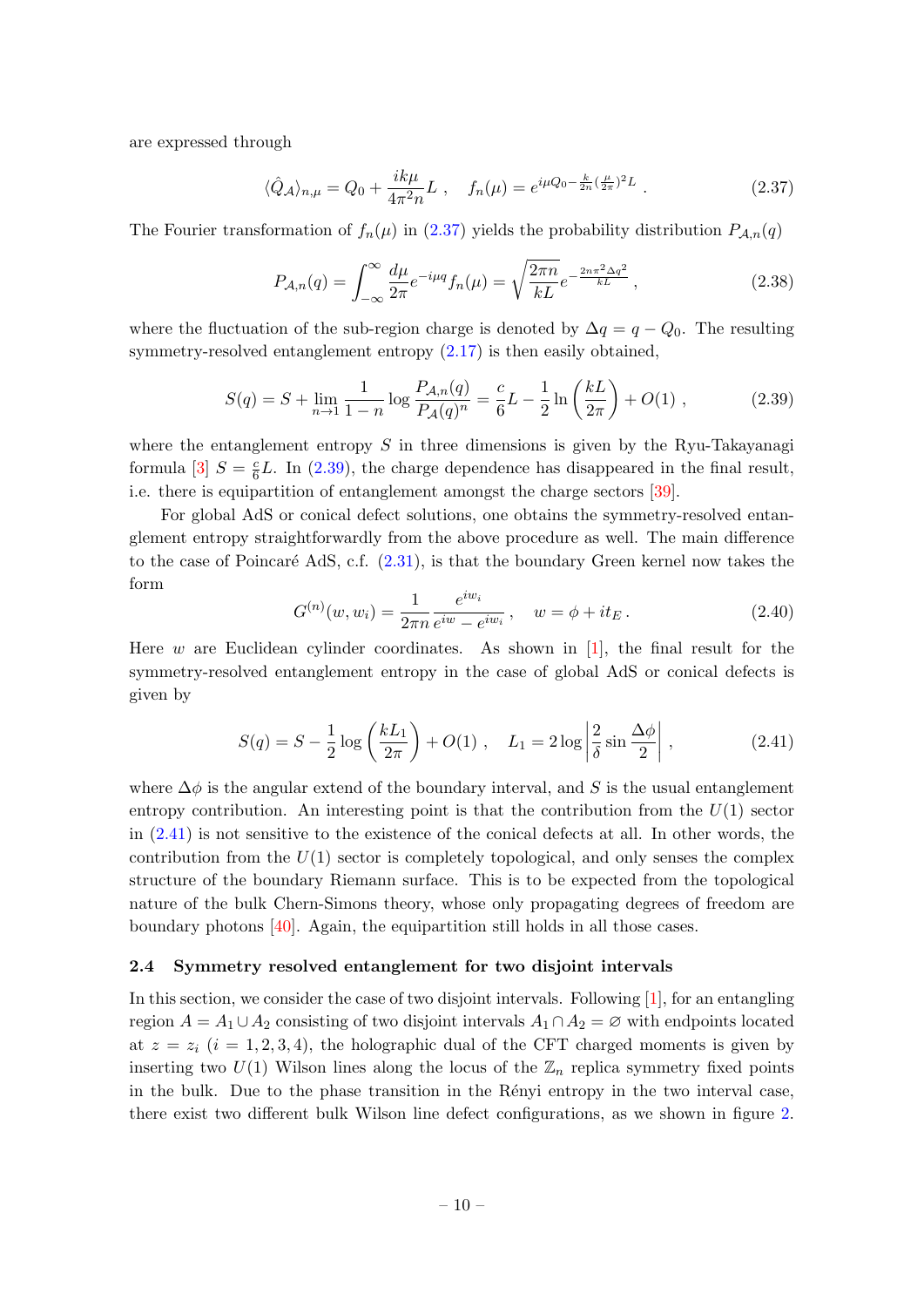are expressed through

$$\langle \hat{Q}_{\mathcal{A}} \rangle_{n,\mu} = Q_0 + \frac{ik\mu}{4\pi^2 n} L \ , \quad f_n(\mu) = e^{i\mu Q_0 - \frac{k}{2n}(\frac{\mu}{2\pi})^2 L} \ . \tag{2.37}$$

The Fourier transformation of $f_n(\mu)$ in (2.37) yields the probability distribution $P_{\mathcal{A},n}(q)$

$$P_{\mathcal{A},n}(q) = \int_{-\infty}^{\infty} \frac{d\mu}{2\pi} e^{-i\mu q} f_n(\mu) = \sqrt{\frac{2\pi n}{kL}} e^{-\frac{2n\pi^2 \Delta q^2}{kL}} \ , \tag{2.38}$$

where the fluctuation of the sub-region charge is denoted by $\Delta q = q - Q_0$. The resulting symmetry-resolved entanglement entropy (2.17) is then easily obtained,

$$S(q) = S + \lim_{n \to 1} \frac{1}{1-n} \log \frac{P_{\mathcal{A},n}(q)}{P_{\mathcal{A}}(q)^n} = \frac{c}{6} L - \frac{1}{2} \ln \left( \frac{kL}{2\pi} \right) + O(1) \ , \tag{2.39}$$

where the entanglement entropy $S$ in three dimensions is given by the Ryu-Takayanagi formula [3] $S = \frac{c}{6} L$. In (2.39), the charge dependence has disappeared in the final result, i.e. there is equipartition of entanglement amongst the charge sectors [39].

For global AdS or conical defect solutions, one obtains the symmetry-resolved entanglement entropy straightforwardly from the above procedure as well. The main difference to the case of Poincaré AdS, c.f. (2.31), is that the boundary Green kernel now takes the form

$$G^{(n)}(w, w_i) = \frac{1}{2\pi n} \frac{e^{iw_i}}{e^{iw} - e^{iw_i}} \ , \quad w = \phi + it_E \ . \tag{2.40}$$

Here $w$ are Euclidean cylinder coordinates. As shown in [1], the final result for the symmetry-resolved entanglement entropy in the case of global AdS or conical defects is given by

$$S(q) = S - \frac{1}{2} \log \left( \frac{kL_1}{2\pi} \right) + O(1) \ , \quad L_1 = 2 \log \left| \frac{2}{\delta} \sin \frac{\Delta\phi}{2} \right| \ , \tag{2.41}$$

where $\Delta\phi$ is the angular extend of the boundary interval, and $S$ is the usual entanglement entropy contribution. An interesting point is that the contribution from the $U(1)$ sector in (2.41) is not sensitive to the existence of the conical defects at all. In other words, the contribution from the $U(1)$ sector is completely topological, and only senses the complex structure of the boundary Riemann surface. This is to be expected from the topological nature of the bulk Chern-Simons theory, whose only propagating degrees of freedom are boundary photons [40]. Again, the equipartition still holds in all those cases.

### 2.4 Symmetry resolved entanglement for two disjoint intervals

In this section, we consider the case of two disjoint intervals. Following [1], for an entangling region $A = A_1 \cup A_2$ consisting of two disjoint intervals $A_1 \cap A_2 = \varnothing$ with endpoints located at $z = z_i$ $(i = 1, 2, 3, 4)$, the holographic dual of the CFT charged moments is given by inserting two $U(1)$ Wilson lines along the locus of the $\mathbb{Z}_n$ replica symmetry fixed points in the bulk. Due to the phase transition in the Rényi entropy in the two interval case, there exist two different bulk Wilson line defect configurations, as we shown in figure 2.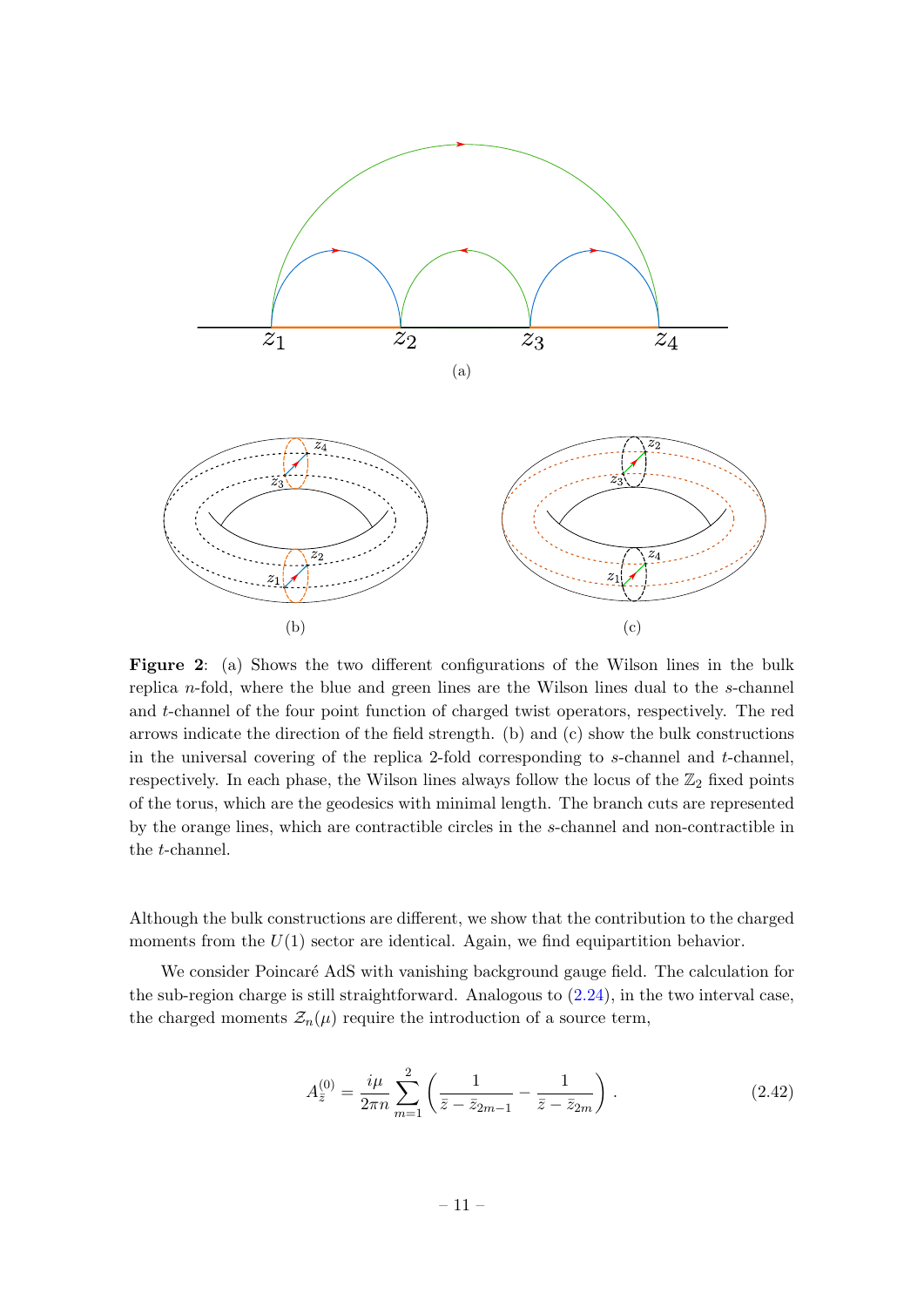**Figure 2**: (a) Shows the two different configurations of the Wilson lines in the bulk replica $n$-fold, where the blue and green lines are the Wilson lines dual to the $s$-channel and $t$-channel of the four point function of charged twist operators, respectively. The red arrows indicate the direction of the field strength. (b) and (c) show the bulk constructions in the universal covering of the replica 2-fold corresponding to $s$-channel and $t$-channel, respectively. In each phase, the Wilson lines always follow the locus of the $\mathbb{Z}_2$ fixed points of the torus, which are the geodesics with minimal length. The branch cuts are represented by the orange lines, which are contractible circles in the $s$-channel and non-contractible in the $t$-channel.

Although the bulk constructions are different, we show that the contribution to the charged moments from the $U(1)$ sector are identical. Again, we find equipartition behavior.

We consider Poincaré AdS with vanishing background gauge field. The calculation for the sub-region charge is still straightforward. Analogous to (2.24), in the two interval case, the charged moments $\mathcal{Z}_n(\mu)$ require the introduction of a source term,

$$A^{(0)}_{\bar{z}} = \frac{i\mu}{2\pi n} \sum_{m=1}^{2} \left( \frac{1}{\bar{z} - \bar{z}_{2m-1}} - \frac{1}{\bar{z} - \bar{z}_{2m}} \right) . \tag{2.42}$$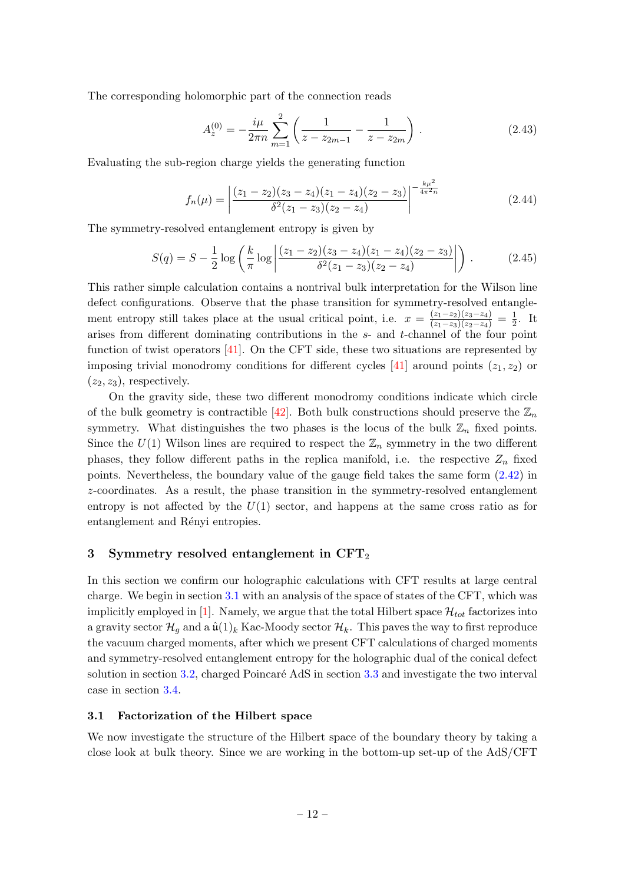The corresponding holomorphic part of the connection reads

$$
A_z^{(0)} = -\frac{i\mu}{2\pi n} \sum_{m=1}^{2} \left( \frac{1}{z - z_{2m-1}} - \frac{1}{z - z_{2m}} \right) . \tag{2.43}
$$

Evaluating the sub-region charge yields the generating function

$$
f_n(\mu) = \left| \frac{(z_1 - z_2)(z_3 - z_4)(z_1 - z_4)(z_2 - z_3)}{\delta^2 (z_1 - z_3)(z_2 - z_4)} \right|^{-\frac{k\mu^2}{4\pi^2 n}} \tag{2.44}
$$

The symmetry-resolved entanglement entropy is given by

$$
S(q) = S - \frac{1}{2} \log \left( \frac{k}{\pi} \log \left| \frac{(z_1 - z_2)(z_3 - z_4)(z_1 - z_4)(z_2 - z_3)}{\delta^2 (z_1 - z_3)(z_2 - z_4)} \right| \right) . \tag{2.45}
$$

This rather simple calculation contains a nontrival bulk interpretation for the Wilson line defect configurations. Observe that the phase transition for symmetry-resolved entanglement entropy still takes place at the usual critical point, i.e. $x = \frac{(z_1 - z_2)(z_3 - z_4)}{(z_1 - z_3)(z_2 - z_4)} = \frac{1}{2}$. It arises from different dominating contributions in the $s$- and $t$-channel of the four point function of twist operators [41]. On the CFT side, these two situations are represented by imposing trivial monodromy conditions for different cycles [41] around points $(z_1, z_2)$ or $(z_2, z_3)$, respectively.

On the gravity side, these two different monodromy conditions indicate which circle of the bulk geometry is contractible [42]. Both bulk constructions should preserve the $\mathbb{Z}_n$ symmetry. What distinguishes the two phases is the locus of the bulk $\mathbb{Z}_n$ fixed points. Since the $U(1)$ Wilson lines are required to respect the $\mathbb{Z}_n$ symmetry in the two different phases, they follow different paths in the replica manifold, i.e. the respective $Z_n$ fixed points. Nevertheless, the boundary value of the gauge field takes the same form (2.42) in $z$-coordinates. As a result, the phase transition in the symmetry-resolved entanglement entropy is not affected by the $U(1)$ sector, and happens at the same cross ratio as for entanglement and Rényi entropies.

## 3 Symmetry resolved entanglement in CFT$_2$

In this section we confirm our holographic calculations with CFT results at large central charge. We begin in section 3.1 with an analysis of the space of states of the CFT, which was implicitly employed in [1]. Namely, we argue that the total Hilbert space $\mathcal{H}_{tot}$ factorizes into a gravity sector $\mathcal{H}_g$ and a $\hat{\mathfrak{u}}(1)_k$ Kac-Moody sector $\mathcal{H}_k$. This paves the way to first reproduce the vacuum charged moments, after which we present CFT calculations of charged moments and symmetry-resolved entanglement entropy for the holographic dual of the conical defect solution in section 3.2, charged Poincaré AdS in section 3.3 and investigate the two interval case in section 3.4.

### 3.1 Factorization of the Hilbert space

We now investigate the structure of the Hilbert space of the boundary theory by taking a close look at bulk theory. Since we are working in the bottom-up set-up of the AdS/CFT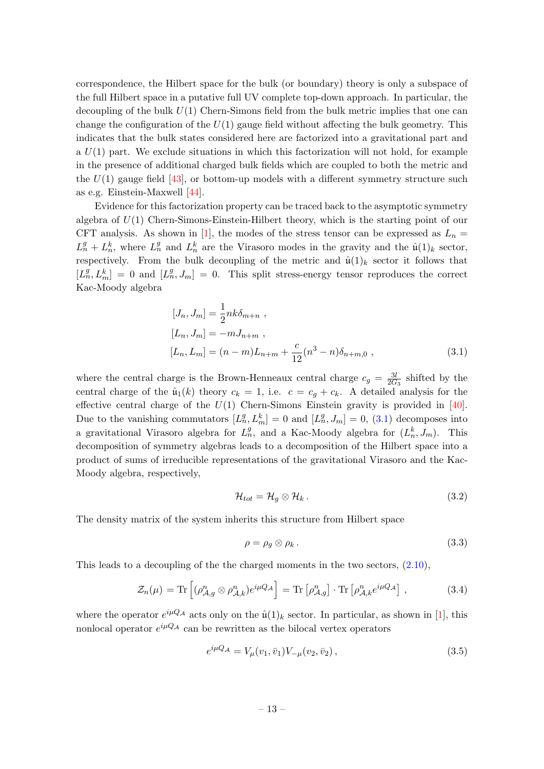correspondence, the Hilbert space for the bulk (or boundary) theory is only a subspace of the full Hilbert space in a putative full UV complete top-down approach. In particular, the decoupling of the bulk $U(1)$ Chern-Simons field from the bulk metric implies that one can change the configuration of the $U(1)$ gauge field without affecting the bulk geometry. This indicates that the bulk states considered here are factorized into a gravitational part and a $U(1)$ part. We exclude situations in which this factorization will not hold, for example in the presence of additional charged bulk fields which are coupled to both the metric and the $U(1)$ gauge field [43], or bottom-up models with a different symmetry structure such as e.g. Einstein-Maxwell [44].

Evidence for this factorization property can be traced back to the asymptotic symmetry algebra of $U(1)$ Chern-Simons-Einstein-Hilbert theory, which is the starting point of our CFT analysis. As shown in [1], the modes of the stress tensor can be expressed as $L_n = L^g_n + L^k_n$, where $L^g_n$ and $L^k_n$ are the Virasoro modes in the gravity and the $\hat{\mathfrak{u}}(1)_k$ sector, respectively. From the bulk decoupling of the metric and $\hat{\mathfrak{u}}(1)_k$ sector it follows that $[L^g_n, L^k_m] = 0$ and $[L^g_n, J_m] = 0$. This split stress-energy tensor reproduces the correct Kac-Moody algebra

$$
\begin{aligned}
&[J_n, J_m] = \frac{1}{2} n k \delta_{m+n} \, , \\
&[L_n, J_m] = -m J_{n+m} \, , \\
&[L_n, L_m] = (n-m) L_{n+m} + \frac{c}{12}(n^3 - n)\delta_{n+m,0} \, ,
\end{aligned}
\tag{3.1}
$$

where the central charge is the Brown-Henneaux central charge $c_g = \frac{3l}{2G_3}$ shifted by the central charge of the $\hat{\mathfrak{u}}_1(k)$ theory $c_k = 1$, i.e. $c = c_g + c_k$. A detailed analysis for the effective central charge of the $U(1)$ Chern-Simons Einstein gravity is provided in [40]. Due to the vanishing commutators $[L^g_n, L^k_m] = 0$ and $[L^g_n, J_m] = 0$, (3.1) decomposes into a gravitational Virasoro algebra for $L^g_n$, and a Kac-Moody algebra for $(L^k_n, J_m)$. This decomposition of symmetry algebras leads to a decomposition of the Hilbert space into a product of sums of irreducible representations of the gravitational Virasoro and the Kac-Moody algebra, respectively,

$$
\mathcal{H}_{tot} = \mathcal{H}_g \otimes \mathcal{H}_k \, . \tag{3.2}
$$

The density matrix of the system inherits this structure from Hilbert space

$$
\rho = \rho_g \otimes \rho_k \, . \tag{3.3}
$$

This leads to a decoupling of the the charged moments in the two sectors, (2.10),

$$
\mathcal{Z}_n(\mu) = \mathrm{Tr}\left[ (\rho^n_{\mathcal{A},g} \otimes \rho^n_{\mathcal{A},k}) e^{i\mu Q_\mathcal{A}} \right] = \mathrm{Tr}\left[ \rho^n_{\mathcal{A},g} \right] \cdot \mathrm{Tr}\left[ \rho^n_{\mathcal{A},k} e^{i\mu Q_\mathcal{A}} \right] \, , \tag{3.4}
$$

where the operator $e^{i\mu Q_\mathcal{A}}$ acts only on the $\hat{\mathfrak{u}}(1)_k$ sector. In particular, as shown in [1], this nonlocal operator $e^{i\mu Q_\mathcal{A}}$ can be rewritten as the bilocal vertex operators

$$
e^{i\mu Q_\mathcal{A}} = V_\mu(v_1, \bar{v}_1) V_{-\mu}(v_2, \bar{v}_2) \, , \tag{3.5}
$$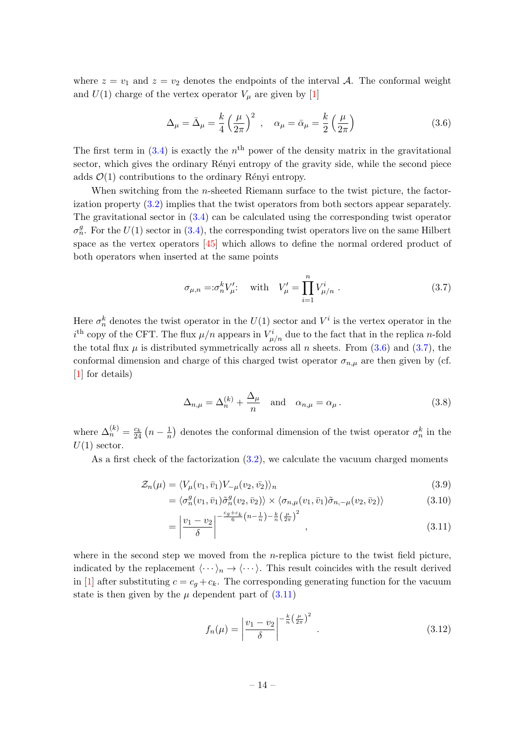where $z = v_1$ and $z = v_2$ denotes the endpoints of the interval $\mathcal{A}$. The conformal weight and $U(1)$ charge of the vertex operator $V_\mu$ are given by [1]

$$\Delta_\mu = \bar{\Delta}_\mu = \frac{k}{4}\left(\frac{\mu}{2\pi}\right)^2 \,, \quad \alpha_\mu = \bar{\alpha}_\mu = \frac{k}{2}\left(\frac{\mu}{2\pi}\right) \tag{3.6}$$

The first term in (3.4) is exactly the $n^{\text{th}}$ power of the density matrix in the gravitational sector, which gives the ordinary Rényi entropy of the gravity side, while the second piece adds $\mathcal{O}(1)$ contributions to the ordinary Rényi entropy.

When switching from the $n$-sheeted Riemann surface to the twist picture, the factorization property (3.2) implies that the twist operators from both sectors appear separately. The gravitational sector in (3.4) can be calculated using the corresponding twist operator $\sigma_n^g$. For the $U(1)$ sector in (3.4), the corresponding twist operators live on the same Hilbert space as the vertex operators [45] which allows to define the normal ordered product of both operators when inserted at the same points

$$\sigma_{\mu,n} =:\sigma_n^k V'_\mu: \quad \text{with} \quad V'_\mu = \prod_{i=1}^{n} V^i_{\mu/n} \,. \tag{3.7}$$

Here $\sigma_n^k$ denotes the twist operator in the $U(1)$ sector and $V^i$ is the vertex operator in the $i^{\text{th}}$ copy of the CFT. The flux $\mu/n$ appears in $V^i_{\mu/n}$ due to the fact that in the replica $n$-fold the total flux $\mu$ is distributed symmetrically across all $n$ sheets. From (3.6) and (3.7), the conformal dimension and charge of this charged twist operator $\sigma_{n,\mu}$ are then given by (cf. [1] for details)

$$\Delta_{n,\mu} = \Delta_n^{(k)} + \frac{\Delta_\mu}{n} \quad \text{and} \quad \alpha_{n,\mu} = \alpha_\mu \,. \tag{3.8}$$

where $\Delta_n^{(k)} = \frac{c_k}{24}\left(n - \frac{1}{n}\right)$ denotes the conformal dimension of the twist operator $\sigma_n^k$ in the $U(1)$ sector.

As a first check of the factorization (3.2), we calculate the vacuum charged moments

$$\mathcal{Z}_n(\mu) = \langle V_\mu(v_1, \bar{v}_1) V_{-\mu}(v_2, \bar{v}_2)\rangle_n \tag{3.9}$$

$$= \langle \sigma_n^g(v_1, \bar{v}_1)\tilde{\sigma}_n^g(v_2, \bar{v}_2)\rangle \times \langle \sigma_{n,\mu}(v_1, \bar{v}_1)\tilde{\sigma}_{n,-\mu}(v_2, \bar{v}_2)\rangle \tag{3.10}$$

$$= \left|\frac{v_1 - v_2}{\delta}\right|^{-\frac{c_g + c_k}{6}\left(n - \frac{1}{n}\right) - \frac{k}{n}\left(\frac{\mu}{2\pi}\right)^2} \,, \tag{3.11}$$

where in the second step we moved from the $n$-replica picture to the twist field picture, indicated by the replacement $\langle \cdots \rangle_n \to \langle \cdots \rangle$. This result coincides with the result derived in [1] after substituting $c = c_g + c_k$. The corresponding generating function for the vacuum state is then given by the $\mu$ dependent part of (3.11)

$$f_n(\mu) = \left|\frac{v_1 - v_2}{\delta}\right|^{-\frac{k}{n}\left(\frac{\mu}{2\pi}\right)^2} \,. \tag{3.12}$$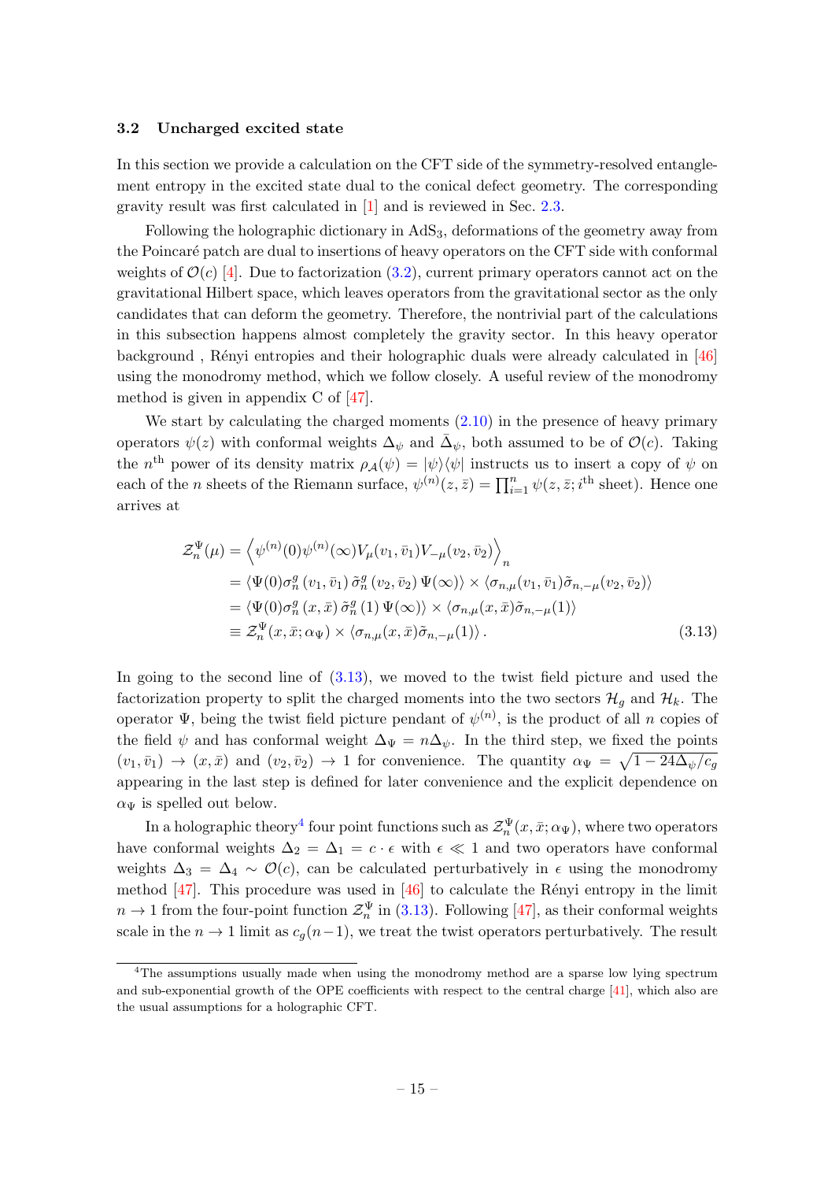### 3.2 Uncharged excited state

In this section we provide a calculation on the CFT side of the symmetry-resolved entanglement entropy in the excited state dual to the conical defect geometry. The corresponding gravity result was first calculated in [1] and is reviewed in Sec. 2.3.

Following the holographic dictionary in $\text{AdS}_3$, deformations of the geometry away from the Poincaré patch are dual to insertions of heavy operators on the CFT side with conformal weights of $\mathcal{O}(c)$ [4]. Due to factorization (3.2), current primary operators cannot act on the gravitational Hilbert space, which leaves operators from the gravitational sector as the only candidates that can deform the geometry. Therefore, the nontrivial part of the calculations in this subsection happens almost completely the gravity sector. In this heavy operator background , Rényi entropies and their holographic duals were already calculated in [46] using the monodromy method, which we follow closely. A useful review of the monodromy method is given in appendix C of [47].

We start by calculating the charged moments (2.10) in the presence of heavy primary operators $\psi(z)$ with conformal weights $\Delta_\psi$ and $\bar{\Delta}_\psi$, both assumed to be of $\mathcal{O}(c)$. Taking the $n^{\text{th}}$ power of its density matrix $\rho_{\mathcal{A}}(\psi) = |\psi\rangle\langle\psi|$ instructs us to insert a copy of $\psi$ on each of the $n$ sheets of the Riemann surface, $\psi^{(n)}(z,\bar{z}) = \prod_{i=1}^{n} \psi(z,\bar{z}; i^{\text{th}} \text{ sheet})$. Hence one arrives at

$$
\begin{aligned}
\mathcal{Z}_n^\Psi(\mu) &= \left\langle \psi^{(n)}(0)\psi^{(n)}(\infty) V_\mu(v_1,\bar{v}_1) V_{-\mu}(v_2,\bar{v}_2)\right\rangle_n \\
&= \langle \Psi(0)\sigma_n^g(v_1,\bar{v}_1)\,\tilde{\sigma}_n^g(v_2,\bar{v}_2)\,\Psi(\infty)\rangle \times \langle \sigma_{n,\mu}(v_1,\bar{v}_1)\tilde{\sigma}_{n,-\mu}(v_2,\bar{v}_2)\rangle \\
&= \langle \Psi(0)\sigma_n^g(x,\bar{x})\,\tilde{\sigma}_n^g(1)\,\Psi(\infty)\rangle \times \langle \sigma_{n,\mu}(x,\bar{x})\tilde{\sigma}_{n,-\mu}(1)\rangle \\
&\equiv \mathcal{Z}_n^\Psi(x,\bar{x};\alpha_\Psi) \times \langle \sigma_{n,\mu}(x,\bar{x})\tilde{\sigma}_{n,-\mu}(1)\rangle\,.
\end{aligned}
\tag{3.13}
$$

In going to the second line of (3.13), we moved to the twist field picture and used the factorization property to split the charged moments into the two sectors $\mathcal{H}_g$ and $\mathcal{H}_k$. The operator $\Psi$, being the twist field picture pendant of $\psi^{(n)}$, is the product of all $n$ copies of the field $\psi$ and has conformal weight $\Delta_\Psi = n\Delta_\psi$. In the third step, we fixed the points $(v_1,\bar{v}_1) \to (x,\bar{x})$ and $(v_2,\bar{v}_2) \to 1$ for convenience. The quantity $\alpha_\Psi = \sqrt{1 - 24\Delta_\psi/c_g}$ appearing in the last step is defined for later convenience and the explicit dependence on $\alpha_\Psi$ is spelled out below.

In a holographic theory[4] four point functions such as $\mathcal{Z}_n^\Psi(x,\bar{x};\alpha_\Psi)$, where two operators have conformal weights $\Delta_2 = \Delta_1 = c \cdot \epsilon$ with $\epsilon \ll 1$ and two operators have conformal weights $\Delta_3 = \Delta_4 \sim \mathcal{O}(c)$, can be calculated perturbatively in $\epsilon$ using the monodromy method [47]. This procedure was used in [46] to calculate the Rényi entropy in the limit $n \to 1$ from the four-point function $\mathcal{Z}_n^\Psi$ in (3.13). Following [47], as their conformal weights scale in the $n \to 1$ limit as $c_g(n-1)$, we treat the twist operators perturbatively. The result

[4] The assumptions usually made when using the monodromy method are a sparse low lying spectrum and sub-exponential growth of the OPE coefficients with respect to the central charge [41], which also are the usual assumptions for a holographic CFT.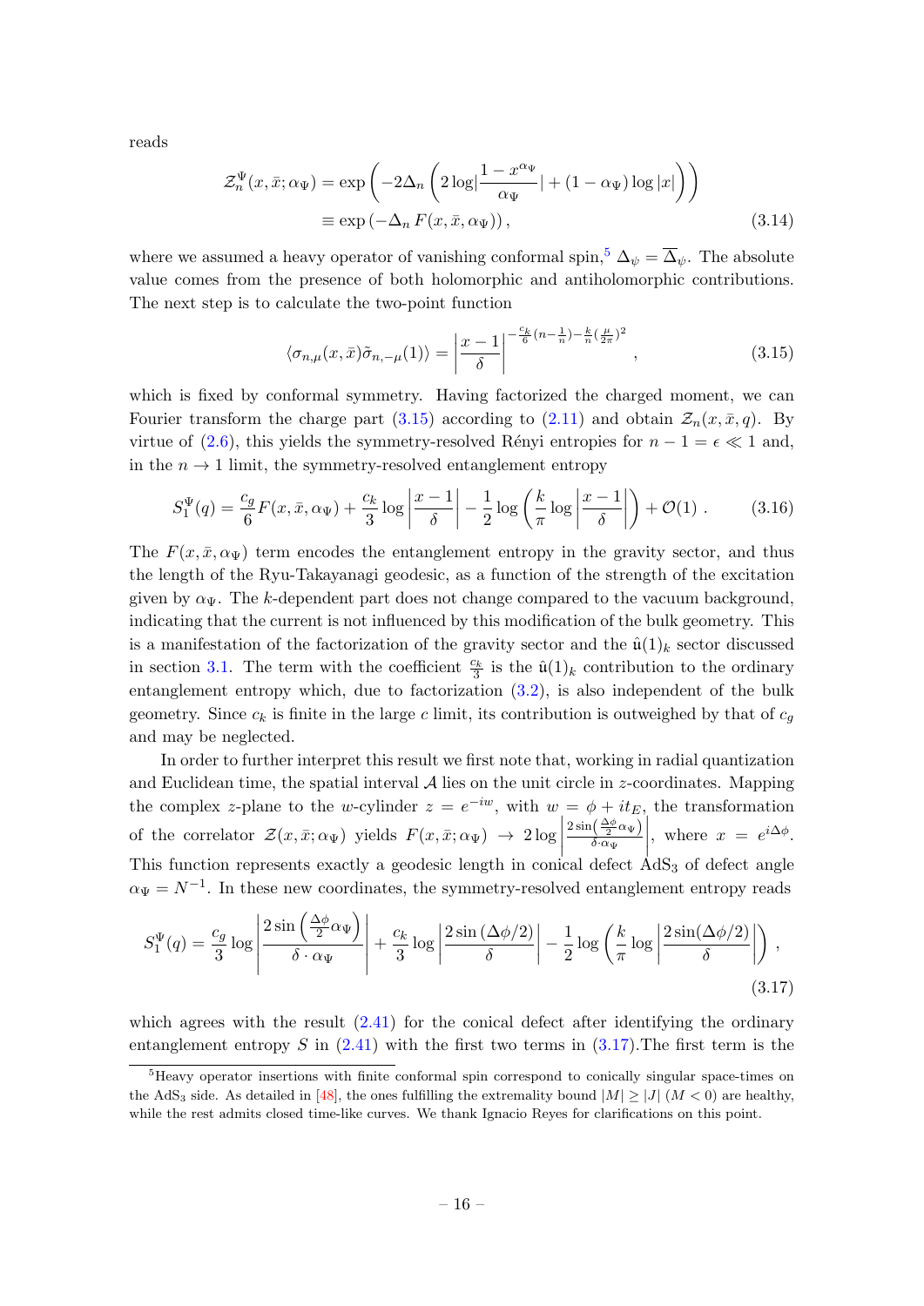reads

$$
\begin{aligned}
\mathcal{Z}_n^{\Psi}(x,\bar{x};\alpha_\Psi) &= \exp\left(-2\Delta_n\left(2\log\Big|\frac{1-x^{\alpha_\Psi}}{\alpha_\Psi}\Big| + (1-\alpha_\Psi)\log|x|\right)\right) \\
&\equiv \exp\left(-\Delta_n\, F(x,\bar{x},\alpha_\Psi)\right),
\end{aligned} \tag{3.14}
$$

where we assumed a heavy operator of vanishing conformal spin,[5] $\Delta_\psi = \overline{\Delta}_\psi$. The absolute value comes from the presence of both holomorphic and antiholomorphic contributions. The next step is to calculate the two-point function

$$
\langle \sigma_{n,\mu}(x,\bar{x})\tilde{\sigma}_{n,-\mu}(1)\rangle = \left|\frac{x-1}{\delta}\right|^{-\frac{c_k}{6}(n-\frac{1}{n})-\frac{k}{n}(\frac{\mu}{2\pi})^2}, \tag{3.15}
$$

which is fixed by conformal symmetry. Having factorized the charged moment, we can Fourier transform the charge part (3.15) according to (2.11) and obtain $\mathcal{Z}_n(x,\bar{x},q)$. By virtue of (2.6), this yields the symmetry-resolved Rényi entropies for $n-1=\epsilon \ll 1$ and, in the $n\to 1$ limit, the symmetry-resolved entanglement entropy

$$
S_1^{\Psi}(q) = \frac{c_g}{6}F(x,\bar{x},\alpha_\Psi) + \frac{c_k}{3}\log\left|\frac{x-1}{\delta}\right| - \frac{1}{2}\log\left(\frac{k}{\pi}\log\left|\frac{x-1}{\delta}\right|\right) + \mathcal{O}(1)\,. \tag{3.16}
$$

The $F(x,\bar{x},\alpha_\Psi)$ term encodes the entanglement entropy in the gravity sector, and thus the length of the Ryu-Takayanagi geodesic, as a function of the strength of the excitation given by $\alpha_\Psi$. The $k$-dependent part does not change compared to the vacuum background, indicating that the current is not influenced by this modification of the bulk geometry. This is a manifestation of the factorization of the gravity sector and the $\hat{\mathfrak{u}}(1)_k$ sector discussed in section 3.1. The term with the coefficient $\frac{c_k}{3}$ is the $\hat{\mathfrak{u}}(1)_k$ contribution to the ordinary entanglement entropy which, due to factorization (3.2), is also independent of the bulk geometry. Since $c_k$ is finite in the large $c$ limit, its contribution is outweighed by that of $c_g$ and may be neglected.

In order to further interpret this result we first note that, working in radial quantization and Euclidean time, the spatial interval $\mathcal{A}$ lies on the unit circle in $z$-coordinates. Mapping the complex $z$-plane to the $w$-cylinder $z=e^{-iw}$, with $w=\phi+it_E$, the transformation of the correlator $\mathcal{Z}(x,\bar{x};\alpha_\Psi)$ yields $F(x,\bar{x};\alpha_\Psi) \to 2\log\left|\frac{2\sin\left(\frac{\Delta\phi}{2}\alpha_\Psi\right)}{\delta\cdot\alpha_\Psi}\right|$, where $x=e^{i\Delta\phi}$. This function represents exactly a geodesic length in conical defect $\mathrm{AdS}_3$ of defect angle $\alpha_\Psi = N^{-1}$. In these new coordinates, the symmetry-resolved entanglement entropy reads

$$
S_1^{\Psi}(q) = \frac{c_g}{3}\log\left|\frac{2\sin\left(\frac{\Delta\phi}{2}\alpha_\Psi\right)}{\delta\cdot\alpha_\Psi}\right| + \frac{c_k}{3}\log\left|\frac{2\sin\left(\Delta\phi/2\right)}{\delta}\right| - \frac{1}{2}\log\left(\frac{k}{\pi}\log\left|\frac{2\sin(\Delta\phi/2)}{\delta}\right|\right), \tag{3.17}
$$

which agrees with the result (2.41) for the conical defect after identifying the ordinary entanglement entropy $S$ in (2.41) with the first two terms in (3.17).The first term is the

[5] Heavy operator insertions with finite conformal spin correspond to conically singular space-times on the $\mathrm{AdS}_3$ side. As detailed in [48], the ones fulfilling the extremality bound $|M| \geq |J|$ ($M<0$) are healthy, while the rest admits closed time-like curves. We thank Ignacio Reyes for clarifications on this point.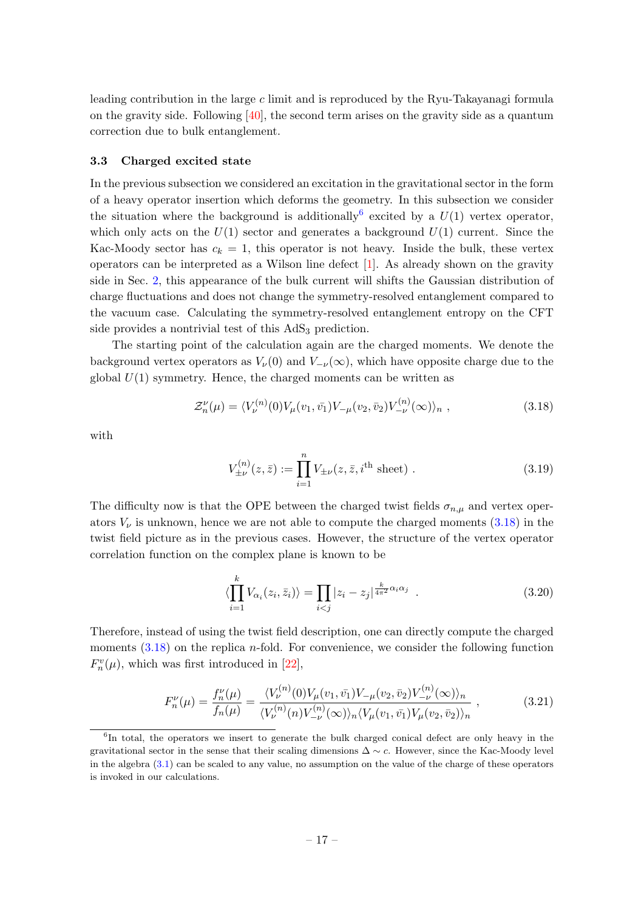leading contribution in the large $c$ limit and is reproduced by the Ryu-Takayanagi formula on the gravity side. Following [40], the second term arises on the gravity side as a quantum correction due to bulk entanglement.

### 3.3 Charged excited state

In the previous subsection we considered an excitation in the gravitational sector in the form of a heavy operator insertion which deforms the geometry. In this subsection we consider the situation where the background is additionally[6] excited by a $U(1)$ vertex operator, which only acts on the $U(1)$ sector and generates a background $U(1)$ current. Since the Kac-Moody sector has $c_k = 1$, this operator is not heavy. Inside the bulk, these vertex operators can be interpreted as a Wilson line defect [1]. As already shown on the gravity side in Sec. 2, this appearance of the bulk current will shifts the Gaussian distribution of charge fluctuations and does not change the symmetry-resolved entanglement compared to the vacuum case. Calculating the symmetry-resolved entanglement entropy on the CFT side provides a nontrivial test of this AdS$_3$ prediction.

The starting point of the calculation again are the charged moments. We denote the background vertex operators as $V_\nu(0)$ and $V_{-\nu}(\infty)$, which have opposite charge due to the global $U(1)$ symmetry. Hence, the charged moments can be written as

$$\mathcal{Z}_n^\nu(\mu) = \langle V_\nu^{(n)}(0) V_\mu(v_1, \bar{v}_1) V_{-\mu}(v_2, \bar{v}_2) V_{-\nu}^{(n)}(\infty)\rangle_n \ , \tag{3.18}$$

with

$$V_{\pm\nu}^{(n)}(z, \bar{z}) := \prod_{i=1}^{n} V_{\pm\nu}(z, \bar{z}, i^{\text{th}} \text{ sheet}) \ . \tag{3.19}$$

The difficulty now is that the OPE between the charged twist fields $\sigma_{n,\mu}$ and vertex operators $V_\nu$ is unknown, hence we are not able to compute the charged moments (3.18) in the twist field picture as in the previous cases. However, the structure of the vertex operator correlation function on the complex plane is known to be

$$\langle \prod_{i=1}^{k} V_{\alpha_i}(z_i, \bar{z}_i)\rangle = \prod_{i<j} |z_i - z_j|^{\frac{k}{4\pi^2}\alpha_i\alpha_j} \ . \tag{3.20}$$

Therefore, instead of using the twist field description, one can directly compute the charged moments (3.18) on the replica $n$-fold. For convenience, we consider the following function $F_n^\nu(\mu)$, which was first introduced in [22],

$$F_n^\nu(\mu) = \frac{f_n^\nu(\mu)}{f_n(\mu)} = \frac{\langle V_\nu^{(n)}(0) V_\mu(v_1, \bar{v}_1) V_{-\mu}(v_2, \bar{v}_2) V_{-\nu}^{(n)}(\infty)\rangle_n}{\langle V_\nu^{(n)}(n) V_{-\nu}^{(n)}(\infty)\rangle_n \langle V_\mu(v_1, \bar{v}_1) V_\mu(v_2, \bar{v}_2)\rangle_n} \ , \tag{3.21}$$

[6] In total, the operators we insert to generate the bulk charged conical defect are only heavy in the gravitational sector in the sense that their scaling dimensions $\Delta \sim c$. However, since the Kac-Moody level in the algebra (3.1) can be scaled to any value, no assumption on the value of the charge of these operators is invoked in our calculations.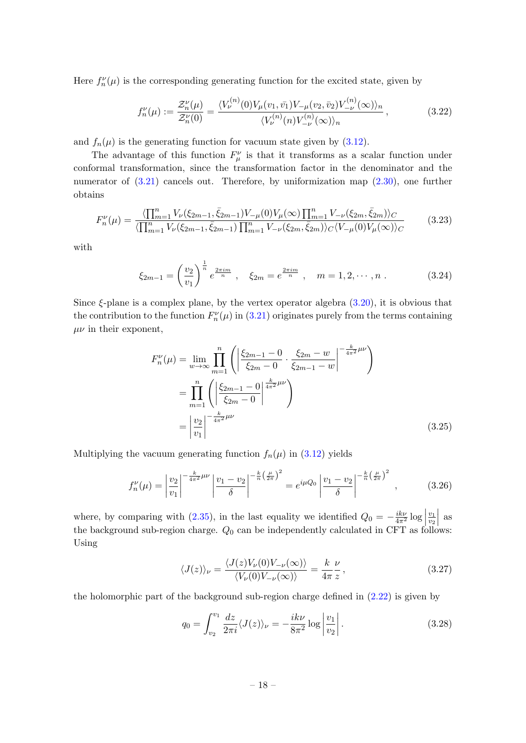Here $f_n^\nu(\mu)$ is the corresponding generating function for the excited state, given by

$$f_n^\nu(\mu) := \frac{\mathcal{Z}_n^\nu(\mu)}{\mathcal{Z}_n^\nu(0)} = \frac{\langle V_\nu^{(n)}(0) V_\mu(v_1, \bar{v_1}) V_{-\mu}(v_2, \bar{v}_2) V_{-\nu}^{(n)}(\infty)\rangle_n}{\langle V_\nu^{(n)}(n) V_{-\nu}^{(n)}(\infty)\rangle_n}\,, \tag{3.22}$$

and $f_n(\mu)$ is the generating function for vacuum state given by (3.12).

The advantage of this function $F_\mu^\nu$ is that it transforms as a scalar function under conformal transformation, since the transformation factor in the denominator and the numerator of (3.21) cancels out. Therefore, by uniformization map (2.30), one further obtains

$$F_n^\nu(\mu) = \frac{\langle \prod_{m=1}^n V_\nu(\xi_{2m-1}, \bar{\xi}_{2m-1}) V_{-\mu}(0) V_\mu(\infty) \prod_{m=1}^n V_{-\nu}(\xi_{2m}, \bar{\xi}_{2m})\rangle_C}{\langle \prod_{m=1}^n V_\nu(\xi_{2m-1}, \bar{\xi}_{2m-1}) \prod_{m=1}^n V_{-\nu}(\xi_{2m}, \bar{\xi}_{2m})\rangle_C \langle V_{-\mu}(0) V_\mu(\infty)\rangle_C} \tag{3.23}$$

with

$$\xi_{2m-1} = \left(\frac{v_2}{v_1}\right)^{\frac{1}{n}} e^{\frac{2\pi i m}{n}}\,, \quad \xi_{2m} = e^{\frac{2\pi i m}{n}}\,, \quad m = 1, 2, \cdots, n\,. \tag{3.24}$$

Since $\xi$-plane is a complex plane, by the vertex operator algebra (3.20), it is obvious that the contribution to the function $F_n^\nu(\mu)$ in (3.21) originates purely from the terms containing $\mu\nu$ in their exponent,

$$\begin{aligned}
F_n^\nu(\mu) &= \lim_{w\to\infty} \prod_{m=1}^n \left( \left| \frac{\xi_{2m-1} - 0}{\xi_{2m} - 0} \cdot \frac{\xi_{2m} - w}{\xi_{2m-1} - w} \right|^{-\frac{k}{4\pi^2}\mu\nu} \right) \\
&= \prod_{m=1}^n \left( \left| \frac{\xi_{2m-1} - 0}{\xi_{2m} - 0} \right|^{\frac{k}{4\pi^2}\mu\nu} \right) \\
&= \left| \frac{v_2}{v_1} \right|^{-\frac{k}{4\pi^2}\mu\nu}
\end{aligned} \tag{3.25}$$

Multiplying the vacuum generating function $f_n(\mu)$ in (3.12) yields

$$f_n^\nu(\mu) = \left| \frac{v_2}{v_1} \right|^{-\frac{k}{4\pi^2}\mu\nu} \left| \frac{v_1 - v_2}{\delta} \right|^{-\frac{k}{n}\left(\frac{\mu}{2\pi}\right)^2} = e^{i\mu Q_0} \left| \frac{v_1 - v_2}{\delta} \right|^{-\frac{k}{n}\left(\frac{\mu}{2\pi}\right)^2}\,, \tag{3.26}$$

where, by comparing with (2.35), in the last equality we identified $Q_0 = -\frac{ik\nu}{4\pi^2} \log \left| \frac{v_1}{v_2} \right|$ as the background sub-region charge. $Q_0$ can be independently calculated in CFT as follows: Using

$$\langle J(z) \rangle_\nu = \frac{\langle J(z) V_\nu(0) V_{-\nu}(\infty)\rangle}{\langle V_\nu(0) V_{-\nu}(\infty)\rangle} = \frac{k}{4\pi} \frac{\nu}{z}\,, \tag{3.27}$$

the holomorphic part of the background sub-region charge defined in (2.22) is given by

$$q_0 = \int_{v_2}^{v_1} \frac{dz}{2\pi i} \langle J(z) \rangle_\nu = -\frac{ik\nu}{8\pi^2} \log \left| \frac{v_1}{v_2} \right|. \tag{3.28}$$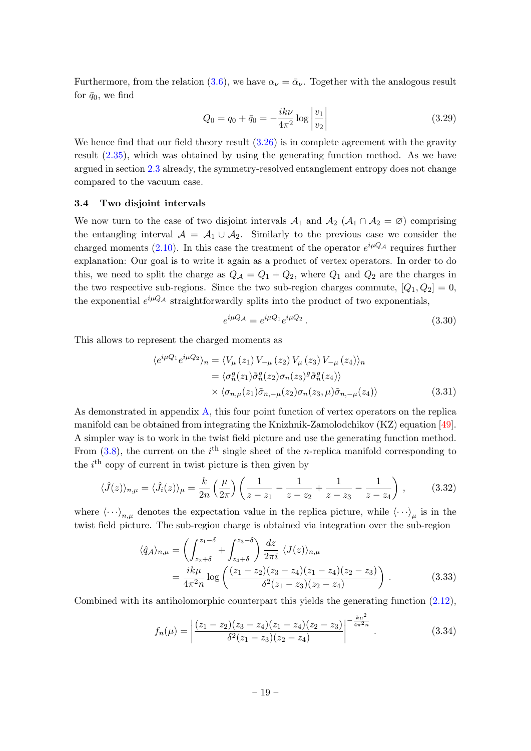Furthermore, from the relation (3.6), we have $\alpha_\nu = \bar{\alpha}_\nu$. Together with the analogous result for $\bar{q}_0$, we find

$$Q_0 = q_0 + \bar{q}_0 = -\frac{ik\nu}{4\pi^2} \log \left| \frac{v_1}{v_2} \right| \tag{3.29}$$

We hence find that our field theory result (3.26) is in complete agreement with the gravity result (2.35), which was obtained by using the generating function method. As we have argued in section 2.3 already, the symmetry-resolved entanglement entropy does not change compared to the vacuum case.

### 3.4 Two disjoint intervals

We now turn to the case of two disjoint intervals $\mathcal{A}_1$ and $\mathcal{A}_2$ ($\mathcal{A}_1 \cap \mathcal{A}_2 = \varnothing$) comprising the entangling interval $\mathcal{A} = \mathcal{A}_1 \cup \mathcal{A}_2$. Similarly to the previous case we consider the charged moments (2.10). In this case the treatment of the operator $e^{i\mu Q_\mathcal{A}}$ requires further explanation: Our goal is to write it again as a product of vertex operators. In order to do this, we need to split the charge as $Q_\mathcal{A} = Q_1 + Q_2$, where $Q_1$ and $Q_2$ are the charges in the two respective sub-regions. Since the two sub-region charges commute, $[Q_1, Q_2] = 0$, the exponential $e^{i\mu Q_\mathcal{A}}$ straightforwardly splits into the product of two exponentials,

$$e^{i\mu Q_\mathcal{A}} = e^{i\mu Q_1} e^{i\mu Q_2} \,. \tag{3.30}$$

This allows to represent the charged moments as

$$\begin{aligned}
\langle e^{i\mu Q_1} e^{i\mu Q_2} \rangle_n &= \langle V_\mu(z_1) V_{-\mu}(z_2) V_\mu(z_3) V_{-\mu}(z_4) \rangle_n \\
&= \langle \sigma_n^g(z_1) \tilde{\sigma}_n^g(z_2) \sigma_n(z_3)^g \tilde{\sigma}_n^g(z_4) \rangle \\
&\quad \times \langle \sigma_{n,\mu}(z_1) \tilde{\sigma}_{n,-\mu}(z_2) \sigma_n(z_3, \mu) \tilde{\sigma}_{n,-\mu}(z_4) \rangle
\end{aligned} \tag{3.31}$$

As demonstrated in appendix A, this four point function of vertex operators on the replica manifold can be obtained from integrating the Knizhnik-Zamolodchikov (KZ) equation [49]. A simpler way is to work in the twist field picture and use the generating function method. From (3.8), the current on the $i^{\text{th}}$ single sheet of the $n$-replica manifold corresponding to the $i^{\text{th}}$ copy of current in twist picture is then given by

$$\langle \hat{J}(z) \rangle_{n,\mu} = \langle \hat{J}_i(z) \rangle_\mu = \frac{k}{2n} \left( \frac{\mu}{2\pi} \right) \left( \frac{1}{z - z_1} - \frac{1}{z - z_2} + \frac{1}{z - z_3} - \frac{1}{z - z_4} \right) , \tag{3.32}$$

where $\langle \cdots \rangle_{n,\mu}$ denotes the expectation value in the replica picture, while $\langle \cdots \rangle_\mu$ is in the twist field picture. The sub-region charge is obtained via integration over the sub-region

$$\begin{aligned}
\langle \hat{q}_\mathcal{A} \rangle_{n,\mu} &= \left( \int_{z_2+\delta}^{z_1-\delta} + \int_{z_4+\delta}^{z_3-\delta} \right) \frac{dz}{2\pi i} \, \langle J(z) \rangle_{n,\mu} \\
&= \frac{ik\mu}{4\pi^2 n} \log \left( \frac{(z_1 - z_2)(z_3 - z_4)(z_1 - z_4)(z_2 - z_3)}{\delta^2 (z_1 - z_3)(z_2 - z_4)} \right) .
\end{aligned} \tag{3.33}$$

Combined with its antiholomorphic counterpart this yields the generating function (2.12),

$$f_n(\mu) = \left| \frac{(z_1 - z_2)(z_3 - z_4)(z_1 - z_4)(z_2 - z_3)}{\delta^2 (z_1 - z_3)(z_2 - z_4)} \right|^{-\frac{k\mu^2}{4\pi^2 n}} . \tag{3.34}$$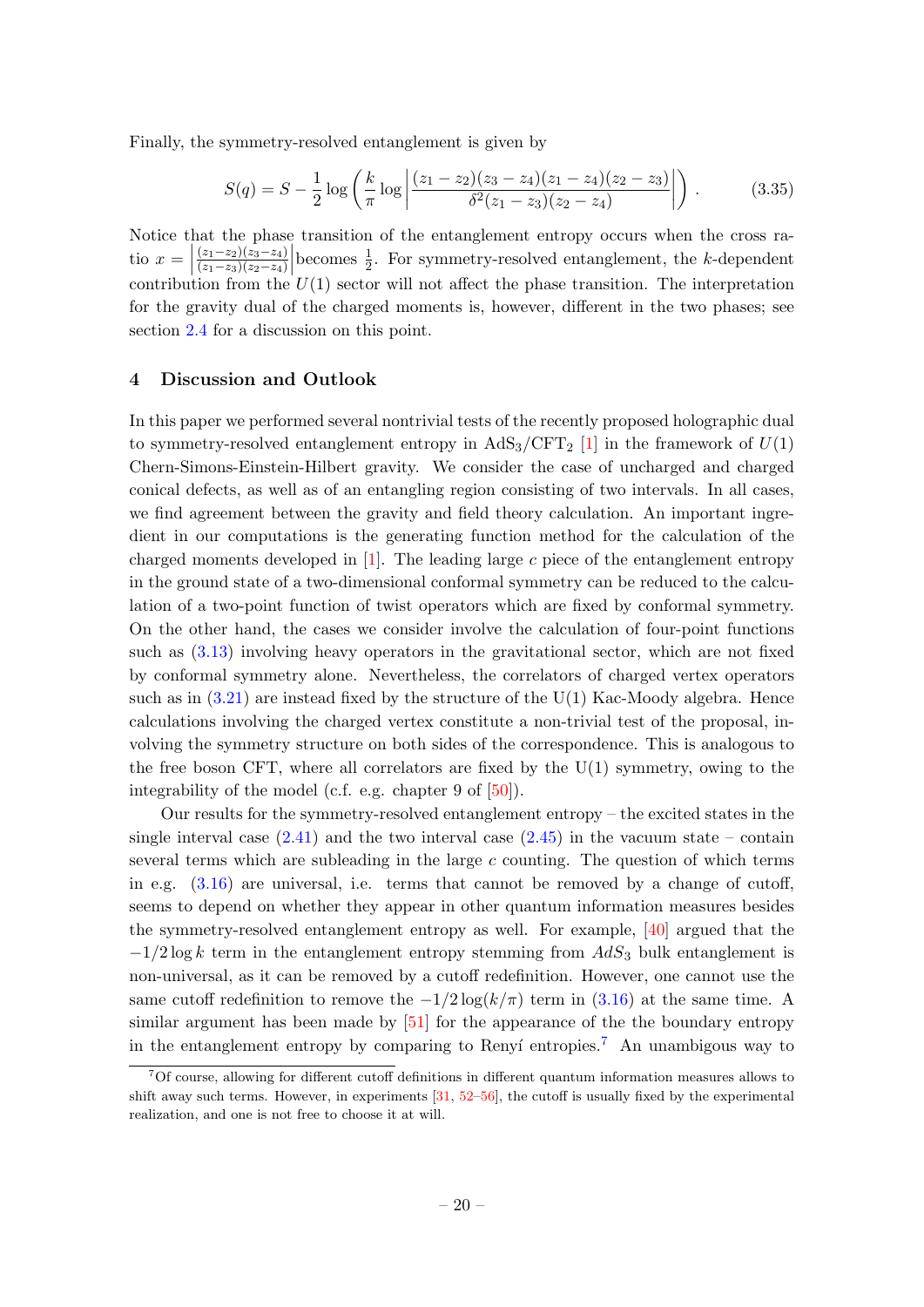Finally, the symmetry-resolved entanglement is given by

$$S(q) = S - \frac{1}{2}\log\left(\frac{k}{\pi}\log\left|\frac{(z_1-z_2)(z_3-z_4)(z_1-z_4)(z_2-z_3)}{\delta^2(z_1-z_3)(z_2-z_4)}\right|\right) . \tag{3.35}$$

Notice that the phase transition of the entanglement entropy occurs when the cross ratio $x = \left|\frac{(z_1-z_2)(z_3-z_4)}{(z_1-z_3)(z_2-z_4)}\right|$ becomes $\frac{1}{2}$. For symmetry-resolved entanglement, the $k$-dependent contribution from the $U(1)$ sector will not affect the phase transition. The interpretation for the gravity dual of the charged moments is, however, different in the two phases; see section 2.4 for a discussion on this point.

## 4 Discussion and Outlook

In this paper we performed several nontrivial tests of the recently proposed holographic dual to symmetry-resolved entanglement entropy in AdS$_3$/CFT$_2$ [1] in the framework of $U(1)$ Chern-Simons-Einstein-Hilbert gravity. We consider the case of uncharged and charged conical defects, as well as of an entangling region consisting of two intervals. In all cases, we find agreement between the gravity and field theory calculation. An important ingredient in our computations is the generating function method for the calculation of the charged moments developed in [1]. The leading large $c$ piece of the entanglement entropy in the ground state of a two-dimensional conformal symmetry can be reduced to the calculation of a two-point function of twist operators which are fixed by conformal symmetry. On the other hand, the cases we consider involve the calculation of four-point functions such as (3.13) involving heavy operators in the gravitational sector, which are not fixed by conformal symmetry alone. Nevertheless, the correlators of charged vertex operators such as in (3.21) are instead fixed by the structure of the U(1) Kac-Moody algebra. Hence calculations involving the charged vertex constitute a non-trivial test of the proposal, involving the symmetry structure on both sides of the correspondence. This is analogous to the free boson CFT, where all correlators are fixed by the U(1) symmetry, owing to the integrability of the model (c.f. e.g. chapter 9 of [50]).

Our results for the symmetry-resolved entanglement entropy – the excited states in the single interval case (2.41) and the two interval case (2.45) in the vacuum state – contain several terms which are subleading in the large $c$ counting. The question of which terms in e.g. (3.16) are universal, i.e. terms that cannot be removed by a change of cutoff, seems to depend on whether they appear in other quantum information measures besides the symmetry-resolved entanglement entropy as well. For example, [40] argued that the $-1/2\log k$ term in the entanglement entropy stemming from $AdS_3$ bulk entanglement is non-universal, as it can be removed by a cutoff redefinition. However, one cannot use the same cutoff redefinition to remove the $-1/2\log(k/\pi)$ term in (3.16) at the same time. A similar argument has been made by [51] for the appearance of the the boundary entropy in the entanglement entropy by comparing to Renyí entropies.[7] An unambigous way to

[7] Of course, allowing for different cutoff definitions in different quantum information measures allows to shift away such terms. However, in experiments [31, 52–56], the cutoff is usually fixed by the experimental realization, and one is not free to choose it at will.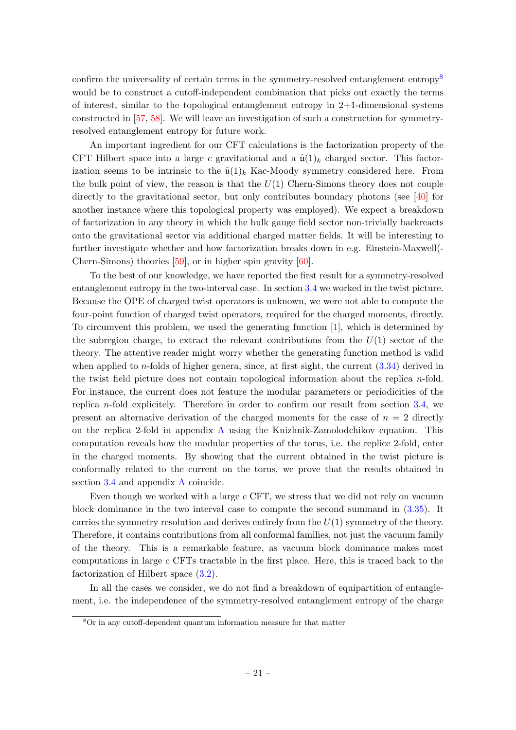confirm the universality of certain terms in the symmetry-resolved entanglement entropy[8] would be to construct a cutoff-independent combination that picks out exactly the terms of interest, similar to the topological entanglement entropy in 2+1-dimensional systems constructed in [57, 58]. We will leave an investigation of such a construction for symmetry-resolved entanglement entropy for future work.

An important ingredient for our CFT calculations is the factorization property of the CFT Hilbert space into a large $c$ gravitational and a $\hat{\mathfrak{u}}(1)_k$ charged sector. This factorization seems to be intrinsic to the $\hat{\mathfrak{u}}(1)_k$ Kac-Moody symmetry considered here. From the bulk point of view, the reason is that the $U(1)$ Chern-Simons theory does not couple directly to the gravitational sector, but only contributes boundary photons (see [40] for another instance where this topological property was employed). We expect a breakdown of factorization in any theory in which the bulk gauge field sector non-trivially backreacts onto the gravitational sector via additional charged matter fields. It will be interesting to further investigate whether and how factorization breaks down in e.g. Einstein-Maxwell(-Chern-Simons) theories [59], or in higher spin gravity [60].

To the best of our knowledge, we have reported the first result for a symmetry-resolved entanglement entropy in the two-interval case. In section 3.4 we worked in the twist picture. Because the OPE of charged twist operators is unknown, we were not able to compute the four-point function of charged twist operators, required for the charged moments, directly. To circumvent this problem, we used the generating function [1], which is determined by the subregion charge, to extract the relevant contributions from the $U(1)$ sector of the theory. The attentive reader might worry whether the generating function method is valid when applied to $n$-folds of higher genera, since, at first sight, the current (3.34) derived in the twist field picture does not contain topological information about the replica $n$-fold. For instance, the current does not feature the modular parameters or periodicities of the replica $n$-fold explicitely. Therefore in order to confirm our result from section 3.4, we present an alternative derivation of the charged moments for the case of $n = 2$ directly on the replica 2-fold in appendix A using the Knizhnik-Zamolodchikov equation. This computation reveals how the modular properties of the torus, i.e. the replice 2-fold, enter in the charged moments. By showing that the current obtained in the twist picture is conformally related to the current on the torus, we prove that the results obtained in section 3.4 and appendix A coincide.

Even though we worked with a large $c$ CFT, we stress that we did not rely on vacuum block dominance in the two interval case to compute the second summand in (3.35). It carries the symmetry resolution and derives entirely from the $U(1)$ symmetry of the theory. Therefore, it contains contributions from all conformal families, not just the vacuum family of the theory. This is a remarkable feature, as vacuum block dominance makes most computations in large $c$ CFTs tractable in the first place. Here, this is traced back to the factorization of Hilbert space (3.2).

In all the cases we consider, we do not find a breakdown of equipartition of entanglement, i.e. the independence of the symmetry-resolved entanglement entropy of the charge

[8] Or in any cutoff-dependent quantum information measure for that matter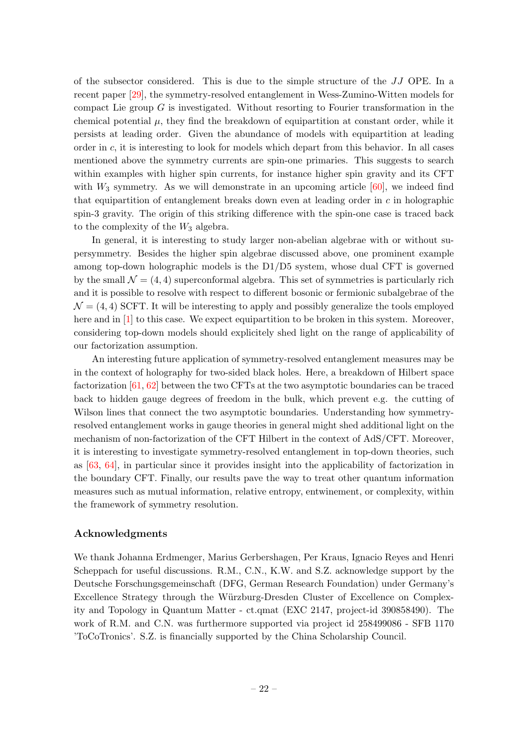of the subsector considered. This is due to the simple structure of the $JJ$ OPE. In a recent paper [29], the symmetry-resolved entanglement in Wess-Zumino-Witten models for compact Lie group $G$ is investigated. Without resorting to Fourier transformation in the chemical potential $\mu$, they find the breakdown of equipartition at constant order, while it persists at leading order. Given the abundance of models with equipartition at leading order in $c$, it is interesting to look for models which depart from this behavior. In all cases mentioned above the symmetry currents are spin-one primaries. This suggests to search within examples with higher spin currents, for instance higher spin gravity and its CFT with $W_3$ symmetry. As we will demonstrate in an upcoming article [60], we indeed find that equipartition of entanglement breaks down even at leading order in $c$ in holographic spin-3 gravity. The origin of this striking difference with the spin-one case is traced back to the complexity of the $W_3$ algebra.

In general, it is interesting to study larger non-abelian algebrae with or without supersymmetry. Besides the higher spin algebrae discussed above, one prominent example among top-down holographic models is the D1/D5 system, whose dual CFT is governed by the small $\mathcal{N} = (4, 4)$ superconformal algebra. This set of symmetries is particularly rich and it is possible to resolve with respect to different bosonic or fermionic subalgebrae of the $\mathcal{N} = (4, 4)$ SCFT. It will be interesting to apply and possibly generalize the tools employed here and in [1] to this case. We expect equipartition to be broken in this system. Moreover, considering top-down models should explicitely shed light on the range of applicability of our factorization assumption.

An interesting future application of symmetry-resolved entanglement measures may be in the context of holography for two-sided black holes. Here, a breakdown of Hilbert space factorization [61, 62] between the two CFTs at the two asymptotic boundaries can be traced back to hidden gauge degrees of freedom in the bulk, which prevent e.g. the cutting of Wilson lines that connect the two asymptotic boundaries. Understanding how symmetry-resolved entanglement works in gauge theories in general might shed additional light on the mechanism of non-factorization of the CFT Hilbert in the context of AdS/CFT. Moreover, it is interesting to investigate symmetry-resolved entanglement in top-down theories, such as [63, 64], in particular since it provides insight into the applicability of factorization in the boundary CFT. Finally, our results pave the way to treat other quantum information measures such as mutual information, relative entropy, entwinement, or complexity, within the framework of symmetry resolution.

### Acknowledgments

We thank Johanna Erdmenger, Marius Gerbershagen, Per Kraus, Ignacio Reyes and Henri Scheppach for useful discussions. R.M., C.N., K.W. and S.Z. acknowledge support by the Deutsche Forschungsgemeinschaft (DFG, German Research Foundation) under Germany's Excellence Strategy through the Würzburg-Dresden Cluster of Excellence on Complexity and Topology in Quantum Matter - ct.qmat (EXC 2147, project-id 390858490). The work of R.M. and C.N. was furthermore supported via project id 258499086 - SFB 1170 'ToCoTronics'. S.Z. is financially supported by the China Scholarship Council.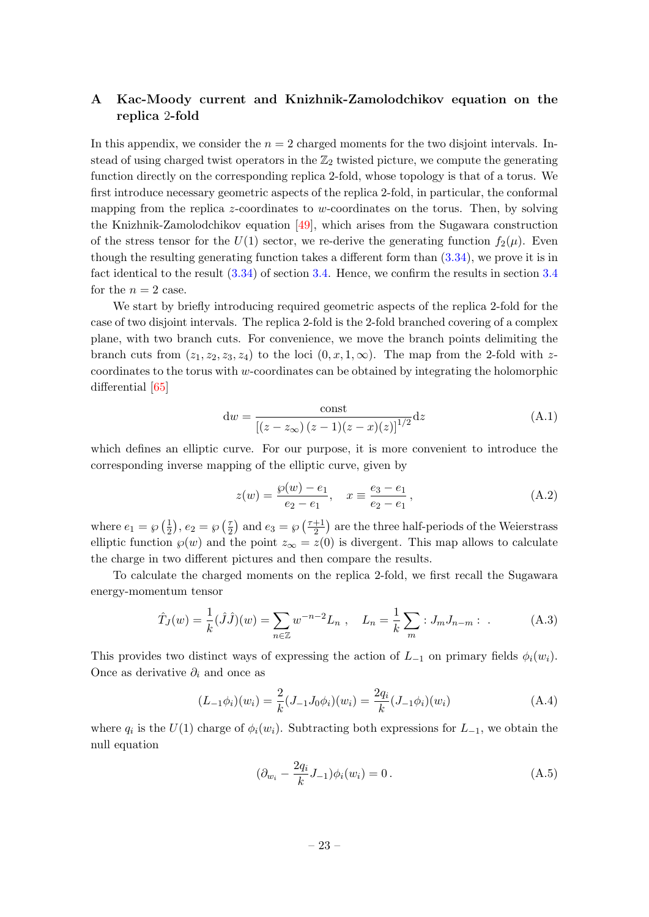## A Kac-Moody current and Knizhnik-Zamolodchikov equation on the replica 2-fold

In this appendix, we consider the $n = 2$ charged moments for the two disjoint intervals. Instead of using charged twist operators in the $\mathbb{Z}_2$ twisted picture, we compute the generating function directly on the corresponding replica 2-fold, whose topology is that of a torus. We first introduce necessary geometric aspects of the replica 2-fold, in particular, the conformal mapping from the replica $z$-coordinates to $w$-coordinates on the torus. Then, by solving the Knizhnik-Zamolodchikov equation [49], which arises from the Sugawara construction of the stress tensor for the $U(1)$ sector, we re-derive the generating function $f_2(\mu)$. Even though the resulting generating function takes a different form than (3.34), we prove it is in fact identical to the result (3.34) of section 3.4. Hence, we confirm the results in section 3.4 for the $n = 2$ case.

We start by briefly introducing required geometric aspects of the replica 2-fold for the case of two disjoint intervals. The replica 2-fold is the 2-fold branched covering of a complex plane, with two branch cuts. For convenience, we move the branch points delimiting the branch cuts from $(z_1, z_2, z_3, z_4)$ to the loci $(0, x, 1, \infty)$. The map from the 2-fold with $z$-coordinates to the torus with $w$-coordinates can be obtained by integrating the holomorphic differential [65]

$$\mathrm{d}w = \frac{\text{const}}{\left[(z - z_\infty)\,(z-1)(z-x)(z)\right]^{1/2}}\mathrm{d}z \tag{A.1}$$

which defines an elliptic curve. For our purpose, it is more convenient to introduce the corresponding inverse mapping of the elliptic curve, given by

$$z(w) = \frac{\wp(w) - e_1}{e_2 - e_1}, \quad x \equiv \frac{e_3 - e_1}{e_2 - e_1}\,, \tag{A.2}$$

where $e_1 = \wp\left(\frac{1}{2}\right)$, $e_2 = \wp\left(\frac{\tau}{2}\right)$ and $e_3 = \wp\left(\frac{\tau+1}{2}\right)$ are the three half-periods of the Weierstrass elliptic function $\wp(w)$ and the point $z_\infty = z(0)$ is divergent. This map allows to calculate the charge in two different pictures and then compare the results.

To calculate the charged moments on the replica 2-fold, we first recall the Sugawara energy-momentum tensor

$$\hat{T}_J(w) = \frac{1}{k}(\hat{J}\hat{J})(w) = \sum_{n\in\mathbb{Z}} w^{-n-2} L_n\;, \quad L_n = \frac{1}{k}\sum_m :J_m J_{n-m}:\;. \tag{A.3}$$

This provides two distinct ways of expressing the action of $L_{-1}$ on primary fields $\phi_i(w_i)$. Once as derivative $\partial_i$ and once as

$$(L_{-1}\phi_i)(w_i) = \frac{2}{k}(J_{-1}J_0\phi_i)(w_i) = \frac{2q_i}{k}(J_{-1}\phi_i)(w_i) \tag{A.4}$$

where $q_i$ is the $U(1)$ charge of $\phi_i(w_i)$. Subtracting both expressions for $L_{-1}$, we obtain the null equation

$$(\partial_{w_i} - \frac{2q_i}{k}J_{-1})\phi_i(w_i) = 0\,. \tag{A.5}$$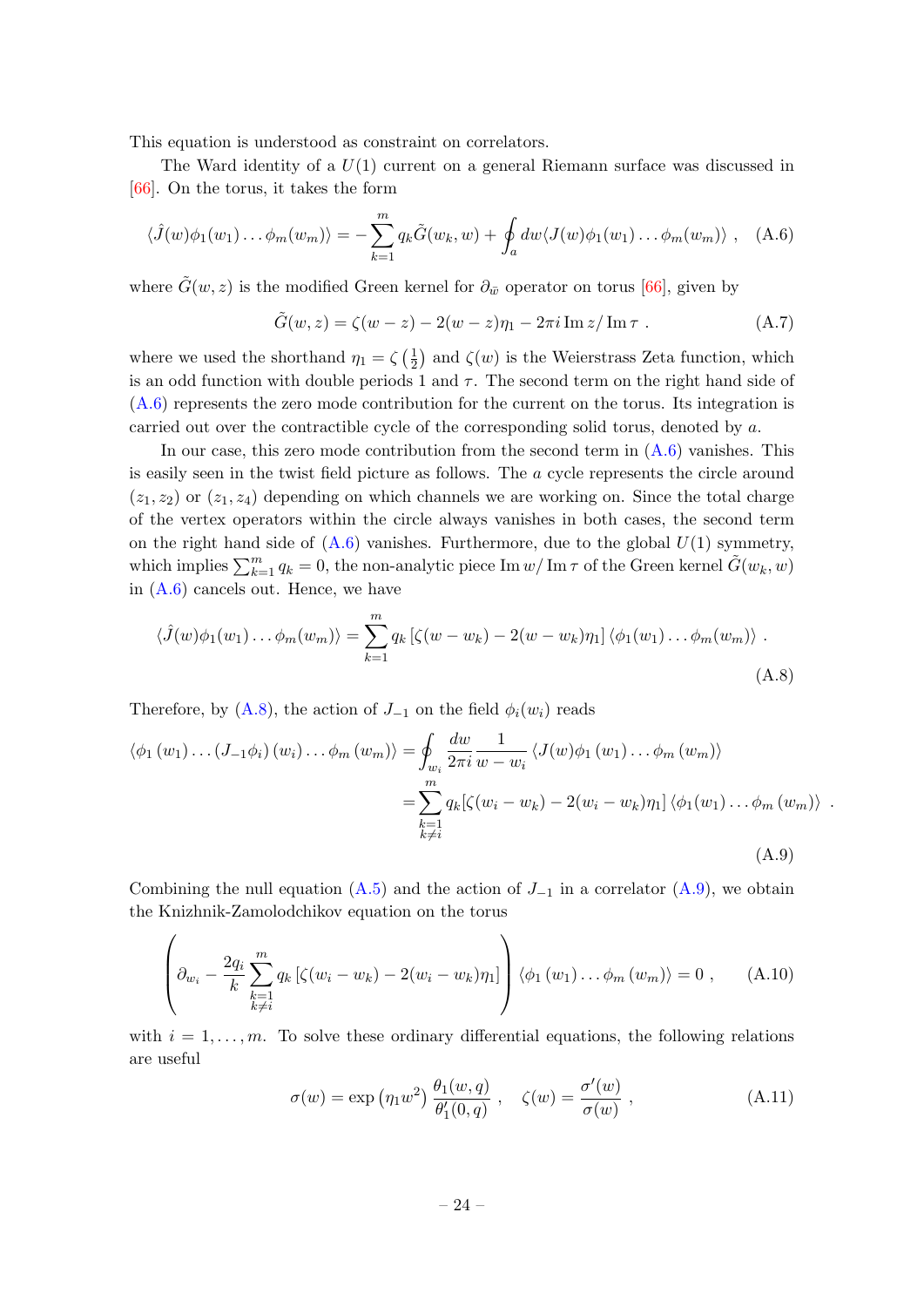This equation is understood as constraint on correlators.

The Ward identity of a $U(1)$ current on a general Riemann surface was discussed in [66]. On the torus, it takes the form

$$\langle \hat{J}(w)\phi_1(w_1)\dots\phi_m(w_m)\rangle = -\sum_{k=1}^{m} q_k \tilde{G}(w_k, w) + \oint_a dw \langle J(w)\phi_1(w_1)\dots\phi_m(w_m)\rangle \ , \tag{A.6}$$

where $\tilde{G}(w,z)$ is the modified Green kernel for $\partial_{\bar{w}}$ operator on torus [66], given by

$$\tilde{G}(w,z) = \zeta(w-z) - 2(w-z)\eta_1 - 2\pi i \,\mathrm{Im}\, z/\,\mathrm{Im}\,\tau \ . \tag{A.7}$$

where we used the shorthand $\eta_1 = \zeta\left(\frac{1}{2}\right)$ and $\zeta(w)$ is the Weierstrass Zeta function, which is an odd function with double periods 1 and $\tau$. The second term on the right hand side of (A.6) represents the zero mode contribution for the current on the torus. Its integration is carried out over the contractible cycle of the corresponding solid torus, denoted by $a$.

In our case, this zero mode contribution from the second term in (A.6) vanishes. This is easily seen in the twist field picture as follows. The $a$ cycle represents the circle around $(z_1, z_2)$ or $(z_1, z_4)$ depending on which channels we are working on. Since the total charge of the vertex operators within the circle always vanishes in both cases, the second term on the right hand side of (A.6) vanishes. Furthermore, due to the global $U(1)$ symmetry, which implies $\sum_{k=1}^{m} q_k = 0$, the non-analytic piece $\mathrm{Im}\, w/\,\mathrm{Im}\,\tau$ of the Green kernel $\tilde{G}(w_k, w)$ in (A.6) cancels out. Hence, we have

$$\langle \hat{J}(w)\phi_1(w_1)\dots\phi_m(w_m)\rangle = \sum_{k=1}^{m} q_k \left[\zeta(w-w_k) - 2(w-w_k)\eta_1\right] \langle \phi_1(w_1)\dots\phi_m(w_m)\rangle \ . \tag{A.8}$$

Therefore, by (A.8), the action of $J_{-1}$ on the field $\phi_i(w_i)$ reads

$$\begin{aligned}\langle \phi_1(w_1)\dots(J_{-1}\phi_i)(w_i)\dots\phi_m(w_m)\rangle &= \oint_{w_i} \frac{dw}{2\pi i} \frac{1}{w-w_i} \langle J(w)\phi_1(w_1)\dots\phi_m(w_m)\rangle \\ &= \sum_{\substack{k=1 \\ k\neq i}}^{m} q_k [\zeta(w_i - w_k) - 2(w_i - w_k)\eta_1] \langle \phi_1(w_1)\dots\phi_m(w_m)\rangle \ .\end{aligned} \tag{A.9}$$

Combining the null equation (A.5) and the action of $J_{-1}$ in a correlator (A.9), we obtain the Knizhnik-Zamolodchikov equation on the torus

$$\left(\partial_{w_i} - \frac{2q_i}{k} \sum_{\substack{k=1 \\ k\neq i}}^{m} q_k \left[\zeta(w_i - w_k) - 2(w_i - w_k)\eta_1\right]\right) \langle \phi_1(w_1)\dots\phi_m(w_m)\rangle = 0 \ , \tag{A.10}$$

with $i = 1, \dots, m$. To solve these ordinary differential equations, the following relations are useful

$$\sigma(w) = \exp\left(\eta_1 w^2\right) \frac{\theta_1(w,q)}{\theta_1'(0,q)} \ , \quad \zeta(w) = \frac{\sigma'(w)}{\sigma(w)} \ , \tag{A.11}$$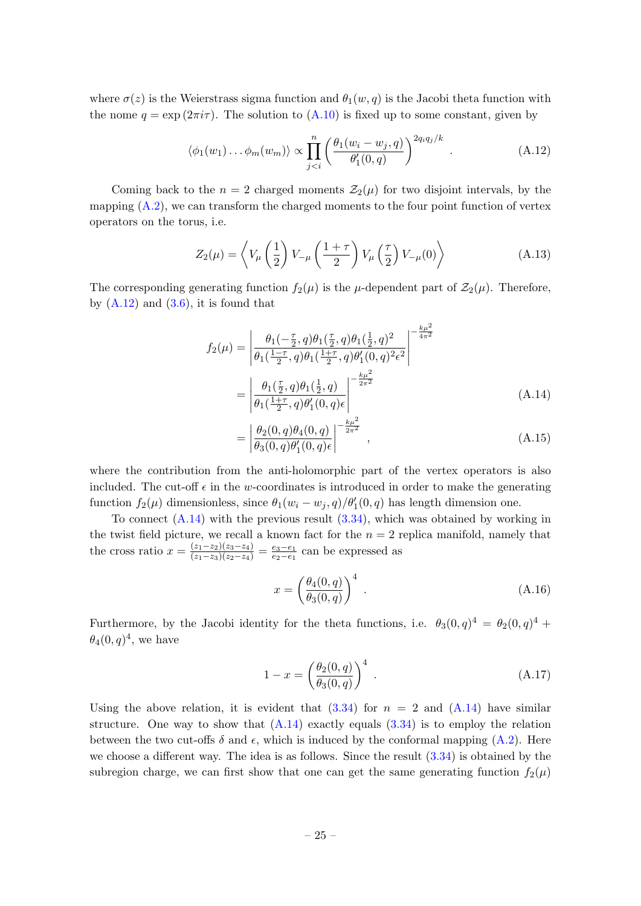where $\sigma(z)$ is the Weierstrass sigma function and $\theta_1(w,q)$ is the Jacobi theta function with the nome $q = \exp(2\pi i \tau)$. The solution to (A.10) is fixed up to some constant, given by

$$\langle \phi_1(w_1) \dots \phi_m(w_m) \rangle \propto \prod_{j<i}^{n} \left( \frac{\theta_1(w_i - w_j, q)}{\theta_1'(0,q)} \right)^{2q_i q_j / k} . \tag{A.12}$$

Coming back to the $n = 2$ charged moments $\mathcal{Z}_2(\mu)$ for two disjoint intervals, by the mapping (A.2), we can transform the charged moments to the four point function of vertex operators on the torus, i.e.

$$Z_2(\mu) = \left\langle V_\mu \left( \frac{1}{2} \right) V_{-\mu} \left( \frac{1+\tau}{2} \right) V_\mu \left( \frac{\tau}{2} \right) V_{-\mu}(0) \right\rangle \tag{A.13}$$

The corresponding generating function $f_2(\mu)$ is the $\mu$-dependent part of $\mathcal{Z}_2(\mu)$. Therefore, by (A.12) and (3.6), it is found that

$$\begin{aligned} f_2(\mu) &= \left| \frac{\theta_1(-\frac{\tau}{2},q)\theta_1(\frac{\tau}{2},q)\theta_1(\frac{1}{2},q)^2}{\theta_1(\frac{1-\tau}{2},q)\theta_1(\frac{1+\tau}{2},q)\theta_1'(0,q)^2\epsilon^2} \right|^{-\frac{k\mu^2}{4\pi^2}} \\ &= \left| \frac{\theta_1(\frac{\tau}{2},q)\theta_1(\frac{1}{2},q)}{\theta_1(\frac{1+\tau}{2},q)\theta_1'(0,q)\epsilon} \right|^{-\frac{k\mu^2}{2\pi^2}} \qquad \text{(A.14)} \\ &= \left| \frac{\theta_2(0,q)\theta_4(0,q)}{\theta_3(0,q)\theta_1'(0,q)\epsilon} \right|^{-\frac{k\mu^2}{2\pi^2}} , \qquad \text{(A.15)} \end{aligned}$$

where the contribution from the anti-holomorphic part of the vertex operators is also included. The cut-off $\epsilon$ in the $w$-coordinates is introduced in order to make the generating function $f_2(\mu)$ dimensionless, since $\theta_1(w_i - w_j, q)/\theta_1'(0,q)$ has length dimension one.

To connect (A.14) with the previous result (3.34), which was obtained by working in the twist field picture, we recall a known fact for the $n = 2$ replica manifold, namely that the cross ratio $x = \frac{(z_1-z_2)(z_3-z_4)}{(z_1-z_3)(z_2-z_4)} = \frac{e_3-e_1}{e_2-e_1}$ can be expressed as

$$x = \left( \frac{\theta_4(0,q)}{\theta_3(0,q)} \right)^4 . \tag{A.16}$$

Furthermore, by the Jacobi identity for the theta functions, i.e. $\theta_3(0,q)^4 = \theta_2(0,q)^4 + \theta_4(0,q)^4$, we have

$$1 - x = \left( \frac{\theta_2(0,q)}{\theta_3(0,q)} \right)^4 . \tag{A.17}$$

Using the above relation, it is evident that (3.34) for $n = 2$ and (A.14) have similar structure. One way to show that (A.14) exactly equals (3.34) is to employ the relation between the two cut-offs $\delta$ and $\epsilon$, which is induced by the conformal mapping (A.2). Here we choose a different way. The idea is as follows. Since the result (3.34) is obtained by the subregion charge, we can first show that one can get the same generating function $f_2(\mu)$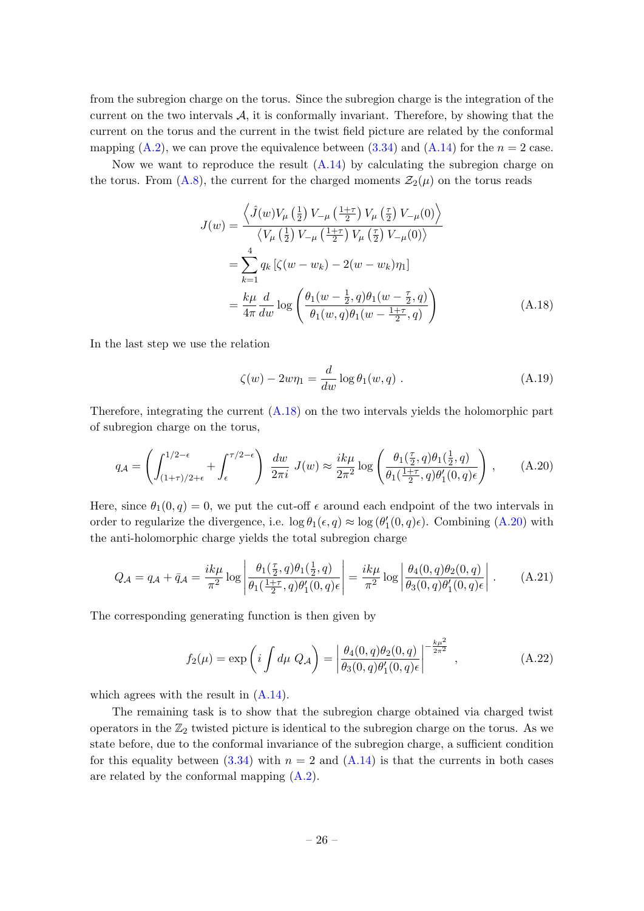from the subregion charge on the torus. Since the subregion charge is the integration of the current on the two intervals $\mathcal{A}$, it is conformally invariant. Therefore, by showing that the current on the torus and the current in the twist field picture are related by the conformal mapping (A.2), we can prove the equivalence between (3.34) and (A.14) for the $n = 2$ case.

Now we want to reproduce the result (A.14) by calculating the subregion charge on the torus. From (A.8), the current for the charged moments $\mathcal{Z}_2(\mu)$ on the torus reads

$$
\begin{aligned}
J(w) &= \frac{\left\langle \hat{J}(w) V_\mu\left(\frac{1}{2}\right) V_{-\mu}\left(\frac{1+\tau}{2}\right) V_\mu\left(\frac{\tau}{2}\right) V_{-\mu}(0) \right\rangle}{\left\langle V_\mu\left(\frac{1}{2}\right) V_{-\mu}\left(\frac{1+\tau}{2}\right) V_\mu\left(\frac{\tau}{2}\right) V_{-\mu}(0) \right\rangle} \\
&= \sum_{k=1}^{4} q_k \left[\zeta(w - w_k) - 2(w - w_k)\eta_1\right] \\
&= \frac{k\mu}{4\pi} \frac{d}{dw} \log\left(\frac{\theta_1(w - \frac{1}{2}, q)\theta_1(w - \frac{\tau}{2}, q)}{\theta_1(w, q)\theta_1(w - \frac{1+\tau}{2}, q)}\right)
\end{aligned} \tag{A.18}
$$

In the last step we use the relation

$$
\zeta(w) - 2w\eta_1 = \frac{d}{dw} \log \theta_1(w, q) \,. \tag{A.19}
$$

Therefore, integrating the current (A.18) on the two intervals yields the holomorphic part of subregion charge on the torus,

$$
q_{\mathcal{A}} = \left(\int_{(1+\tau)/2+\epsilon}^{1/2-\epsilon} + \int_{\epsilon}^{\tau/2-\epsilon}\right) \frac{dw}{2\pi i} \, J(w) \approx \frac{ik\mu}{2\pi^2} \log\left(\frac{\theta_1(\frac{\tau}{2}, q)\theta_1(\frac{1}{2}, q)}{\theta_1(\frac{1+\tau}{2}, q)\theta_1'(0, q)\epsilon}\right) , \tag{A.20}
$$

Here, since $\theta_1(0, q) = 0$, we put the cut-off $\epsilon$ around each endpoint of the two intervals in order to regularize the divergence, i.e. $\log \theta_1(\epsilon, q) \approx \log(\theta_1'(0, q)\epsilon)$. Combining (A.20) with the anti-holomorphic charge yields the total subregion charge

$$
Q_{\mathcal{A}} = q_{\mathcal{A}} + \bar{q}_{\mathcal{A}} = \frac{ik\mu}{\pi^2} \log\left|\frac{\theta_1(\frac{\tau}{2}, q)\theta_1(\frac{1}{2}, q)}{\theta_1(\frac{1+\tau}{2}, q)\theta_1'(0, q)\epsilon}\right| = \frac{ik\mu}{\pi^2} \log\left|\frac{\theta_4(0, q)\theta_2(0, q)}{\theta_3(0, q)\theta_1'(0, q)\epsilon}\right| . \tag{A.21}
$$

The corresponding generating function is then given by

$$
f_2(\mu) = \exp\left(i\int d\mu \; Q_{\mathcal{A}}\right) = \left|\frac{\theta_4(0, q)\theta_2(0, q)}{\theta_3(0, q)\theta_1'(0, q)\epsilon}\right|^{-\frac{k\mu^2}{2\pi^2}} , \tag{A.22}
$$

which agrees with the result in (A.14).

The remaining task is to show that the subregion charge obtained via charged twist operators in the $\mathbb{Z}_2$ twisted picture is identical to the subregion charge on the torus. As we state before, due to the conformal invariance of the subregion charge, a sufficient condition for this equality between (3.34) with $n = 2$ and (A.14) is that the currents in both cases are related by the conformal mapping (A.2).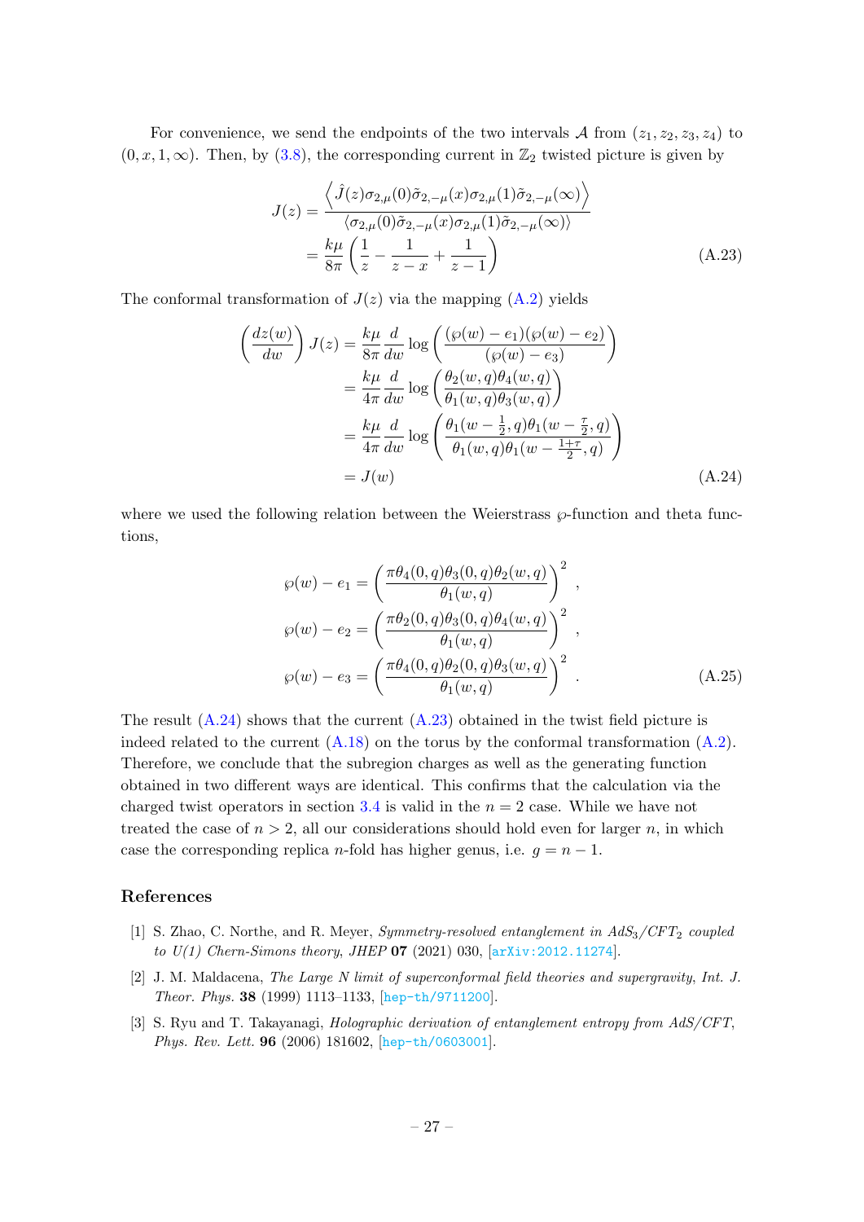For convenience, we send the endpoints of the two intervals $\mathcal{A}$ from $(z_1, z_2, z_3, z_4)$ to $(0, x, 1, \infty)$. Then, by (3.8), the corresponding current in $\mathbb{Z}_2$ twisted picture is given by

$$
\begin{aligned}
J(z) &= \frac{\left\langle \hat{J}(z)\sigma_{2,\mu}(0)\tilde{\sigma}_{2,-\mu}(x)\sigma_{2,\mu}(1)\tilde{\sigma}_{2,-\mu}(\infty)\right\rangle}{\langle\sigma_{2,\mu}(0)\tilde{\sigma}_{2,-\mu}(x)\sigma_{2,\mu}(1)\tilde{\sigma}_{2,-\mu}(\infty)\rangle} \\
&= \frac{k\mu}{8\pi}\left(\frac{1}{z} - \frac{1}{z-x} + \frac{1}{z-1}\right)
\end{aligned} \tag{A.23}
$$

The conformal transformation of $J(z)$ via the mapping (A.2) yields

$$
\begin{aligned}
\left(\frac{dz(w)}{dw}\right) J(z) &= \frac{k\mu}{8\pi}\frac{d}{dw}\log\left(\frac{(\wp(w)-e_1)(\wp(w)-e_2)}{(\wp(w)-e_3)}\right) \\
&= \frac{k\mu}{4\pi}\frac{d}{dw}\log\left(\frac{\theta_2(w,q)\theta_4(w,q)}{\theta_1(w,q)\theta_3(w,q)}\right) \\
&= \frac{k\mu}{4\pi}\frac{d}{dw}\log\left(\frac{\theta_1(w-\frac{1}{2},q)\theta_1(w-\frac{\tau}{2},q)}{\theta_1(w,q)\theta_1(w-\frac{1+\tau}{2},q)}\right) \\
&= J(w)
\end{aligned} \tag{A.24}
$$

where we used the following relation between the Weierstrass $\wp$-function and theta functions,

$$
\begin{aligned}
\wp(w) - e_1 &= \left(\frac{\pi\theta_4(0,q)\theta_3(0,q)\theta_2(w,q)}{\theta_1(w,q)}\right)^2 , \\
\wp(w) - e_2 &= \left(\frac{\pi\theta_2(0,q)\theta_3(0,q)\theta_4(w,q)}{\theta_1(w,q)}\right)^2 , \\
\wp(w) - e_3 &= \left(\frac{\pi\theta_4(0,q)\theta_2(0,q)\theta_3(w,q)}{\theta_1(w,q)}\right)^2 .
\end{aligned} \tag{A.25}
$$

The result (A.24) shows that the current (A.23) obtained in the twist field picture is indeed related to the current (A.18) on the torus by the conformal transformation (A.2). Therefore, we conclude that the subregion charges as well as the generating function obtained in two different ways are identical. This confirms that the calculation via the charged twist operators in section 3.4 is valid in the $n = 2$ case. While we have not treated the case of $n > 2$, all our considerations should hold even for larger $n$, in which case the corresponding replica $n$-fold has higher genus, i.e. $g = n - 1$.

## References

[1] S. Zhao, C. Northe, and R. Meyer, *Symmetry-resolved entanglement in AdS$_3$/CFT$_2$ coupled to U(1) Chern-Simons theory*, *JHEP* **07** (2021) 030, [arXiv:2012.11274].

[2] J. M. Maldacena, *The Large N limit of superconformal field theories and supergravity*, *Int. J. Theor. Phys.* **38** (1999) 1113–1133, [hep-th/9711200].

[3] S. Ryu and T. Takayanagi, *Holographic derivation of entanglement entropy from AdS/CFT*, *Phys. Rev. Lett.* **96** (2006) 181602, [hep-th/0603001].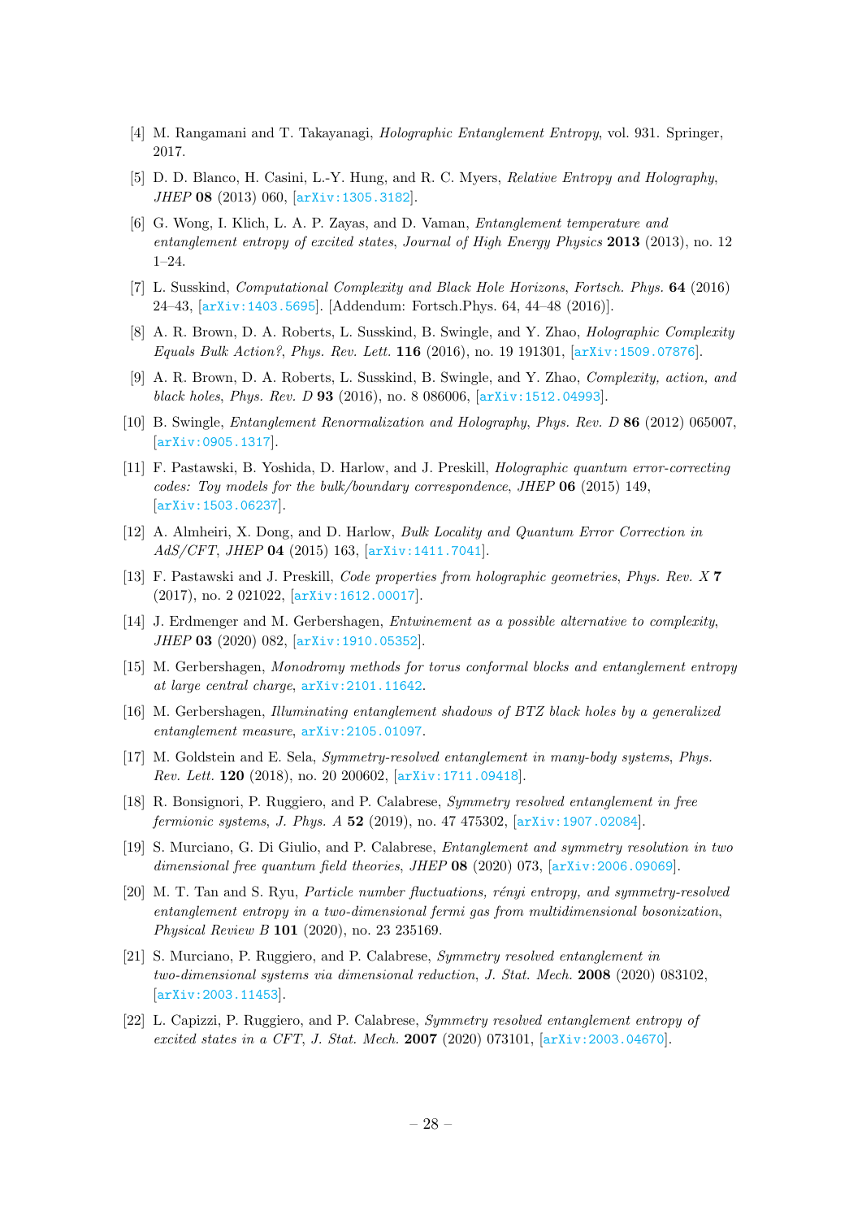[4] M. Rangamani and T. Takayanagi, *Holographic Entanglement Entropy*, vol. 931. Springer, 2017.

[5] D. D. Blanco, H. Casini, L.-Y. Hung, and R. C. Myers, *Relative Entropy and Holography*, *JHEP* **08** (2013) 060, [arXiv:1305.3182].

[6] G. Wong, I. Klich, L. A. P. Zayas, and D. Vaman, *Entanglement temperature and entanglement entropy of excited states*, *Journal of High Energy Physics* **2013** (2013), no. 12 1–24.

[7] L. Susskind, *Computational Complexity and Black Hole Horizons*, *Fortsch. Phys.* **64** (2016) 24–43, [arXiv:1403.5695]. [Addendum: Fortsch.Phys. 64, 44–48 (2016)].

[8] A. R. Brown, D. A. Roberts, L. Susskind, B. Swingle, and Y. Zhao, *Holographic Complexity Equals Bulk Action?*, *Phys. Rev. Lett.* **116** (2016), no. 19 191301, [arXiv:1509.07876].

[9] A. R. Brown, D. A. Roberts, L. Susskind, B. Swingle, and Y. Zhao, *Complexity, action, and black holes*, *Phys. Rev. D* **93** (2016), no. 8 086006, [arXiv:1512.04993].

[10] B. Swingle, *Entanglement Renormalization and Holography*, *Phys. Rev. D* **86** (2012) 065007, [arXiv:0905.1317].

[11] F. Pastawski, B. Yoshida, D. Harlow, and J. Preskill, *Holographic quantum error-correcting codes: Toy models for the bulk/boundary correspondence*, *JHEP* **06** (2015) 149, [arXiv:1503.06237].

[12] A. Almheiri, X. Dong, and D. Harlow, *Bulk Locality and Quantum Error Correction in AdS/CFT*, *JHEP* **04** (2015) 163, [arXiv:1411.7041].

[13] F. Pastawski and J. Preskill, *Code properties from holographic geometries*, *Phys. Rev. X* **7** (2017), no. 2 021022, [arXiv:1612.00017].

[14] J. Erdmenger and M. Gerbershagen, *Entwinement as a possible alternative to complexity*, *JHEP* **03** (2020) 082, [arXiv:1910.05352].

[15] M. Gerbershagen, *Monodromy methods for torus conformal blocks and entanglement entropy at large central charge*, arXiv:2101.11642.

[16] M. Gerbershagen, *Illuminating entanglement shadows of BTZ black holes by a generalized entanglement measure*, arXiv:2105.01097.

[17] M. Goldstein and E. Sela, *Symmetry-resolved entanglement in many-body systems*, *Phys. Rev. Lett.* **120** (2018), no. 20 200602, [arXiv:1711.09418].

[18] R. Bonsignori, P. Ruggiero, and P. Calabrese, *Symmetry resolved entanglement in free fermionic systems*, *J. Phys. A* **52** (2019), no. 47 475302, [arXiv:1907.02084].

[19] S. Murciano, G. Di Giulio, and P. Calabrese, *Entanglement and symmetry resolution in two dimensional free quantum field theories*, *JHEP* **08** (2020) 073, [arXiv:2006.09069].

[20] M. T. Tan and S. Ryu, *Particle number fluctuations, rényi entropy, and symmetry-resolved entanglement entropy in a two-dimensional fermi gas from multidimensional bosonization*, *Physical Review B* **101** (2020), no. 23 235169.

[21] S. Murciano, P. Ruggiero, and P. Calabrese, *Symmetry resolved entanglement in two-dimensional systems via dimensional reduction*, *J. Stat. Mech.* **2008** (2020) 083102, [arXiv:2003.11453].

[22] L. Capizzi, P. Ruggiero, and P. Calabrese, *Symmetry resolved entanglement entropy of excited states in a CFT*, *J. Stat. Mech.* **2007** (2020) 073101, [arXiv:2003.04670].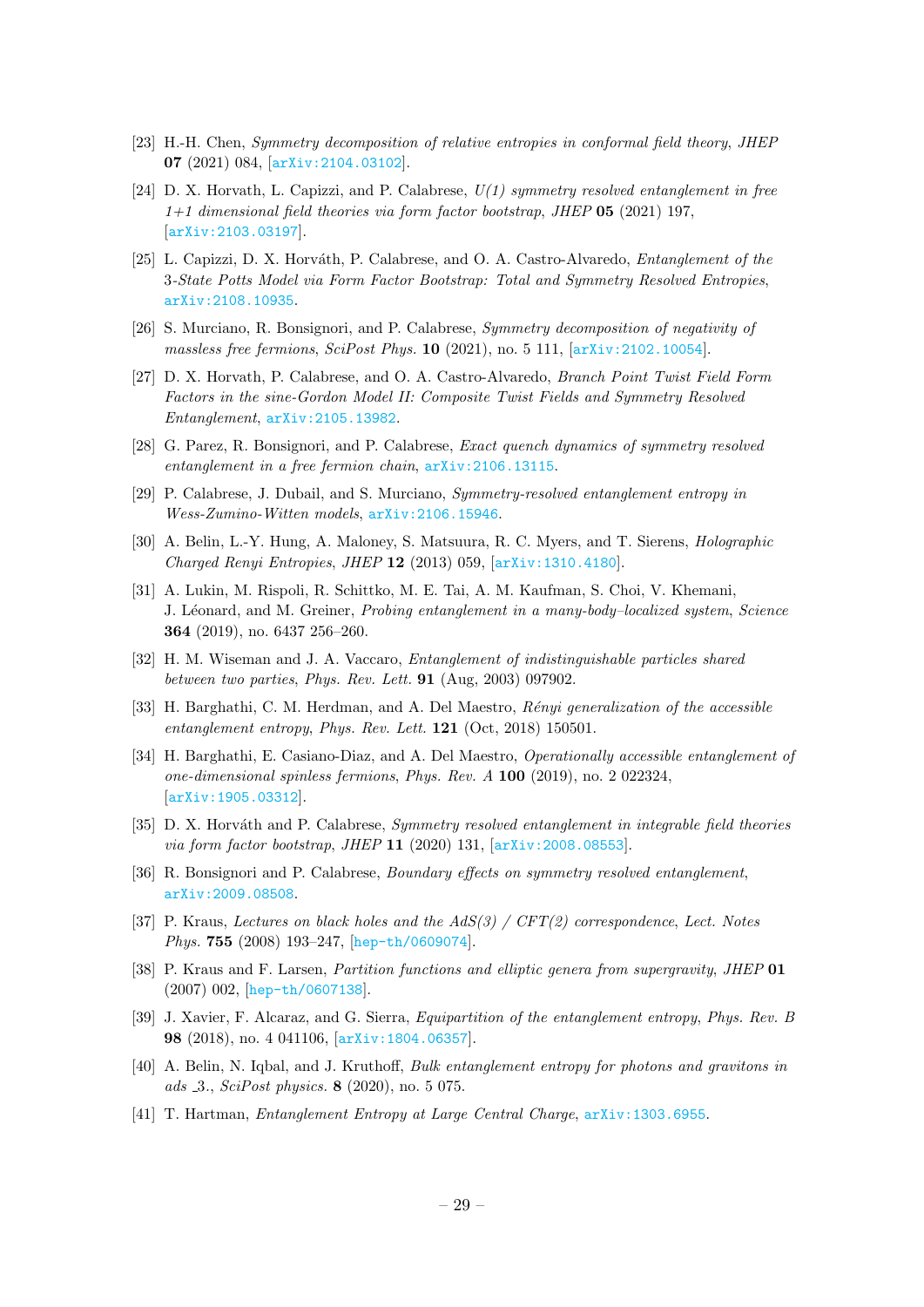[23] H.-H. Chen, *Symmetry decomposition of relative entropies in conformal field theory*, *JHEP* **07** (2021) 084, [arXiv:2104.03102].

[24] D. X. Horvath, L. Capizzi, and P. Calabrese, *U(1) symmetry resolved entanglement in free 1+1 dimensional field theories via form factor bootstrap*, *JHEP* **05** (2021) 197, [arXiv:2103.03197].

[25] L. Capizzi, D. X. Horváth, P. Calabrese, and O. A. Castro-Alvaredo, *Entanglement of the 3-State Potts Model via Form Factor Bootstrap: Total and Symmetry Resolved Entropies*, arXiv:2108.10935.

[26] S. Murciano, R. Bonsignori, and P. Calabrese, *Symmetry decomposition of negativity of massless free fermions*, *SciPost Phys.* **10** (2021), no. 5 111, [arXiv:2102.10054].

[27] D. X. Horvath, P. Calabrese, and O. A. Castro-Alvaredo, *Branch Point Twist Field Form Factors in the sine-Gordon Model II: Composite Twist Fields and Symmetry Resolved Entanglement*, arXiv:2105.13982.

[28] G. Parez, R. Bonsignori, and P. Calabrese, *Exact quench dynamics of symmetry resolved entanglement in a free fermion chain*, arXiv:2106.13115.

[29] P. Calabrese, J. Dubail, and S. Murciano, *Symmetry-resolved entanglement entropy in Wess-Zumino-Witten models*, arXiv:2106.15946.

[30] A. Belin, L.-Y. Hung, A. Maloney, S. Matsuura, R. C. Myers, and T. Sierens, *Holographic Charged Renyi Entropies*, *JHEP* **12** (2013) 059, [arXiv:1310.4180].

[31] A. Lukin, M. Rispoli, R. Schittko, M. E. Tai, A. M. Kaufman, S. Choi, V. Khemani, J. Léonard, and M. Greiner, *Probing entanglement in a many-body–localized system*, *Science* **364** (2019), no. 6437 256–260.

[32] H. M. Wiseman and J. A. Vaccaro, *Entanglement of indistinguishable particles shared between two parties*, *Phys. Rev. Lett.* **91** (Aug, 2003) 097902.

[33] H. Barghathi, C. M. Herdman, and A. Del Maestro, *Rényi generalization of the accessible entanglement entropy*, *Phys. Rev. Lett.* **121** (Oct, 2018) 150501.

[34] H. Barghathi, E. Casiano-Diaz, and A. Del Maestro, *Operationally accessible entanglement of one-dimensional spinless fermions*, *Phys. Rev. A* **100** (2019), no. 2 022324, [arXiv:1905.03312].

[35] D. X. Horváth and P. Calabrese, *Symmetry resolved entanglement in integrable field theories via form factor bootstrap*, *JHEP* **11** (2020) 131, [arXiv:2008.08553].

[36] R. Bonsignori and P. Calabrese, *Boundary effects on symmetry resolved entanglement*, arXiv:2009.08508.

[37] P. Kraus, *Lectures on black holes and the AdS(3) / CFT(2) correspondence*, *Lect. Notes Phys.* **755** (2008) 193–247, [hep-th/0609074].

[38] P. Kraus and F. Larsen, *Partition functions and elliptic genera from supergravity*, *JHEP* **01** (2007) 002, [hep-th/0607138].

[39] J. Xavier, F. Alcaraz, and G. Sierra, *Equipartition of the entanglement entropy*, *Phys. Rev. B* **98** (2018), no. 4 041106, [arXiv:1804.06357].

[40] A. Belin, N. Iqbal, and J. Kruthoff, *Bulk entanglement entropy for photons and gravitons in ads_3.*, *SciPost physics.* **8** (2020), no. 5 075.

[41] T. Hartman, *Entanglement Entropy at Large Central Charge*, arXiv:1303.6955.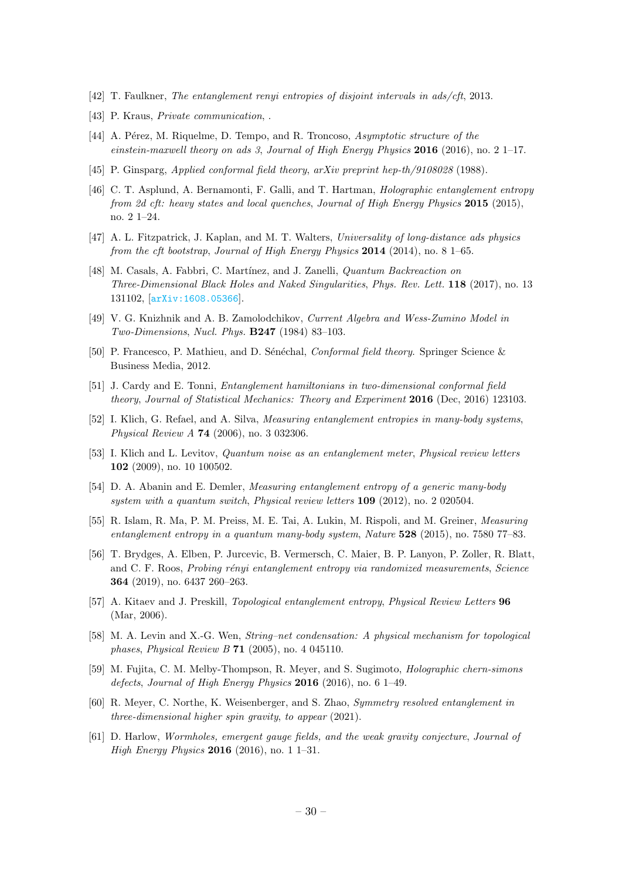[42] T. Faulkner, *The entanglement renyi entropies of disjoint intervals in ads/cft*, 2013.

[43] P. Kraus, *Private communication*, .

[44] A. Pérez, M. Riquelme, D. Tempo, and R. Troncoso, *Asymptotic structure of the einstein-maxwell theory on ads 3*, *Journal of High Energy Physics* **2016** (2016), no. 2 1–17.

[45] P. Ginsparg, *Applied conformal field theory*, *arXiv preprint hep-th/9108028* (1988).

[46] C. T. Asplund, A. Bernamonti, F. Galli, and T. Hartman, *Holographic entanglement entropy from 2d cft: heavy states and local quenches*, *Journal of High Energy Physics* **2015** (2015), no. 2 1–24.

[47] A. L. Fitzpatrick, J. Kaplan, and M. T. Walters, *Universality of long-distance ads physics from the cft bootstrap*, *Journal of High Energy Physics* **2014** (2014), no. 8 1–65.

[48] M. Casals, A. Fabbri, C. Martínez, and J. Zanelli, *Quantum Backreaction on Three-Dimensional Black Holes and Naked Singularities*, *Phys. Rev. Lett.* **118** (2017), no. 13 131102, [arXiv:1608.05366].

[49] V. G. Knizhnik and A. B. Zamolodchikov, *Current Algebra and Wess-Zumino Model in Two-Dimensions*, *Nucl. Phys.* **B247** (1984) 83–103.

[50] P. Francesco, P. Mathieu, and D. Sénéchal, *Conformal field theory*. Springer Science & Business Media, 2012.

[51] J. Cardy and E. Tonni, *Entanglement hamiltonians in two-dimensional conformal field theory*, *Journal of Statistical Mechanics: Theory and Experiment* **2016** (Dec, 2016) 123103.

[52] I. Klich, G. Refael, and A. Silva, *Measuring entanglement entropies in many-body systems*, *Physical Review A* **74** (2006), no. 3 032306.

[53] I. Klich and L. Levitov, *Quantum noise as an entanglement meter*, *Physical review letters* **102** (2009), no. 10 100502.

[54] D. A. Abanin and E. Demler, *Measuring entanglement entropy of a generic many-body system with a quantum switch*, *Physical review letters* **109** (2012), no. 2 020504.

[55] R. Islam, R. Ma, P. M. Preiss, M. E. Tai, A. Lukin, M. Rispoli, and M. Greiner, *Measuring entanglement entropy in a quantum many-body system*, *Nature* **528** (2015), no. 7580 77–83.

[56] T. Brydges, A. Elben, P. Jurcevic, B. Vermersch, C. Maier, B. P. Lanyon, P. Zoller, R. Blatt, and C. F. Roos, *Probing rényi entanglement entropy via randomized measurements*, *Science* **364** (2019), no. 6437 260–263.

[57] A. Kitaev and J. Preskill, *Topological entanglement entropy*, *Physical Review Letters* **96** (Mar, 2006).

[58] M. A. Levin and X.-G. Wen, *String–net condensation: A physical mechanism for topological phases*, *Physical Review B* **71** (2005), no. 4 045110.

[59] M. Fujita, C. M. Melby-Thompson, R. Meyer, and S. Sugimoto, *Holographic chern-simons defects*, *Journal of High Energy Physics* **2016** (2016), no. 6 1–49.

[60] R. Meyer, C. Northe, K. Weisenberger, and S. Zhao, *Symmetry resolved entanglement in three-dimensional higher spin gravity*, *to appear* (2021).

[61] D. Harlow, *Wormholes, emergent gauge fields, and the weak gravity conjecture*, *Journal of High Energy Physics* **2016** (2016), no. 1 1–31.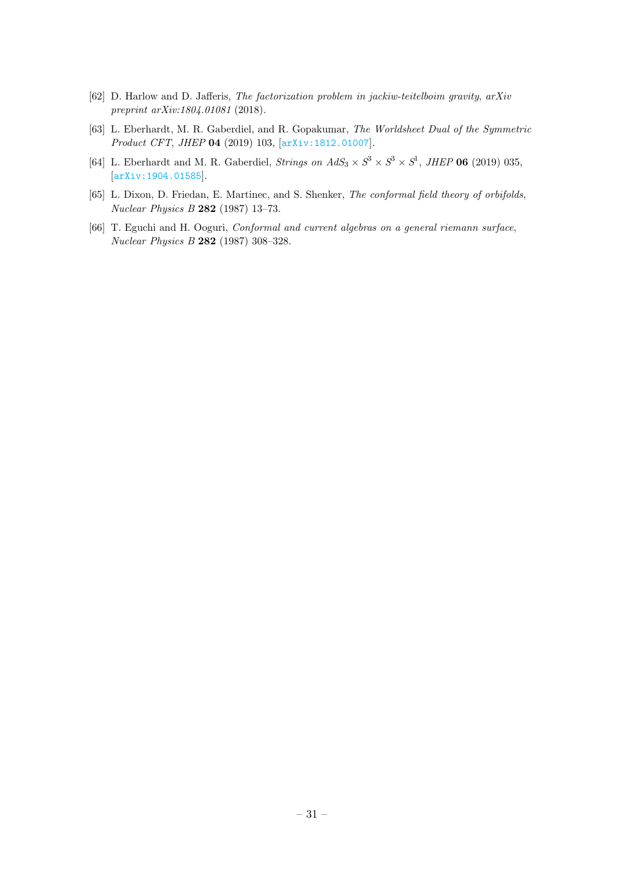[62] D. Harlow and D. Jafferis, *The factorization problem in jackiw-teitelboim gravity*, *arXiv preprint arXiv:1804.01081* (2018).

[63] L. Eberhardt, M. R. Gaberdiel, and R. Gopakumar, *The Worldsheet Dual of the Symmetric Product CFT*, *JHEP* **04** (2019) 103, [arXiv:1812.01007].

[64] L. Eberhardt and M. R. Gaberdiel, *Strings on $AdS_3 \times S^3 \times S^3 \times S^1$*, *JHEP* **06** (2019) 035, [arXiv:1904.01585].

[65] L. Dixon, D. Friedan, E. Martinec, and S. Shenker, *The conformal field theory of orbifolds*, *Nuclear Physics B* **282** (1987) 13–73.

[66] T. Eguchi and H. Ooguri, *Conformal and current algebras on a general riemann surface*, *Nuclear Physics B* **282** (1987) 308–328.